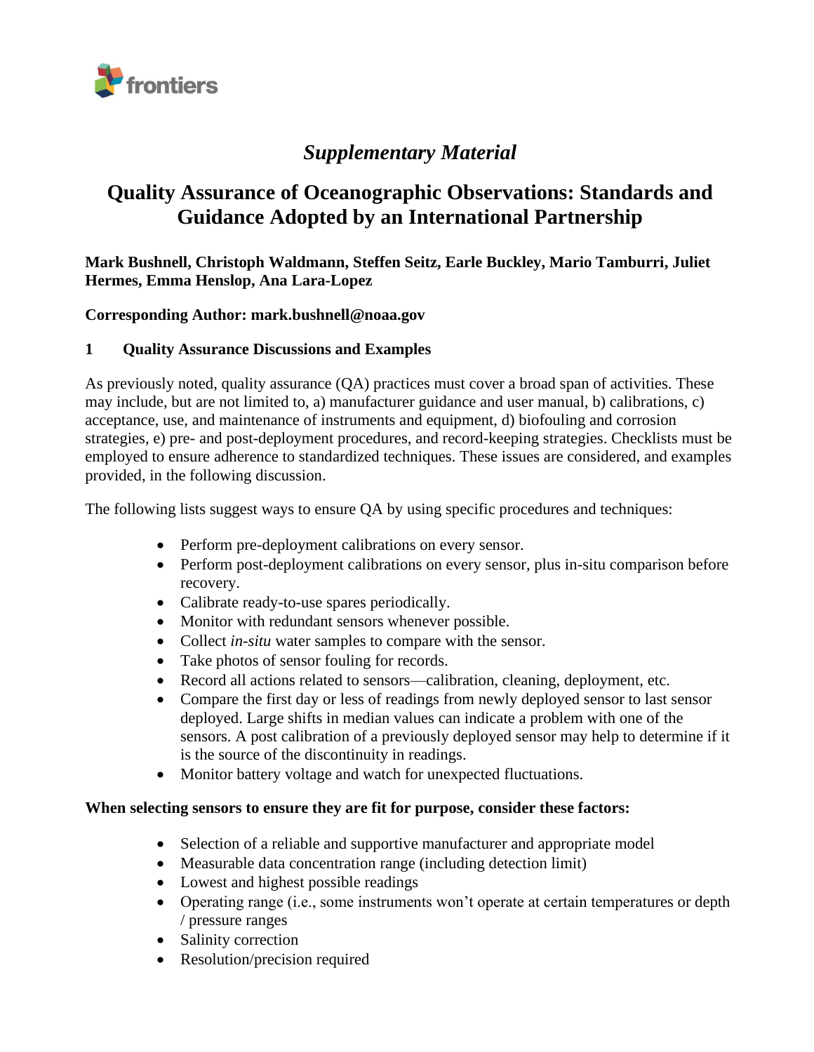*Supplementary Material*

# Quality Assurance of Oceanographic Observations: Standards and Guidance Adopted by an International Partnership

**Mark Bushnell, Christoph Waldmann, Steffen Seitz, Earle Buckley, Mario Tamburri, Juliet Hermes, Emma Henslop, Ana Lara-Lopez**

**Corresponding Author: mark.bushnell@noaa.gov**

## 1 Quality Assurance Discussions and Examples

As previously noted, quality assurance (QA) practices must cover a broad span of activities. These may include, but are not limited to, a) manufacturer guidance and user manual, b) calibrations, c) acceptance, use, and maintenance of instruments and equipment, d) biofouling and corrosion strategies, e) pre- and post-deployment procedures, and record-keeping strategies. Checklists must be employed to ensure adherence to standardized techniques. These issues are considered, and examples provided, in the following discussion.

The following lists suggest ways to ensure QA by using specific procedures and techniques:

- Perform pre-deployment calibrations on every sensor.
- Perform post-deployment calibrations on every sensor, plus in-situ comparison before recovery.
- Calibrate ready-to-use spares periodically.
- Monitor with redundant sensors whenever possible.
- Collect *in-situ* water samples to compare with the sensor.
- Take photos of sensor fouling for records.
- Record all actions related to sensors—calibration, cleaning, deployment, etc.
- Compare the first day or less of readings from newly deployed sensor to last sensor deployed. Large shifts in median values can indicate a problem with one of the sensors. A post calibration of a previously deployed sensor may help to determine if it is the source of the discontinuity in readings.
- Monitor battery voltage and watch for unexpected fluctuations.

**When selecting sensors to ensure they are fit for purpose, consider these factors:**

- Selection of a reliable and supportive manufacturer and appropriate model
- Measurable data concentration range (including detection limit)
- Lowest and highest possible readings
- Operating range (i.e., some instruments won't operate at certain temperatures or depth / pressure ranges
- Salinity correction
- Resolution/precision required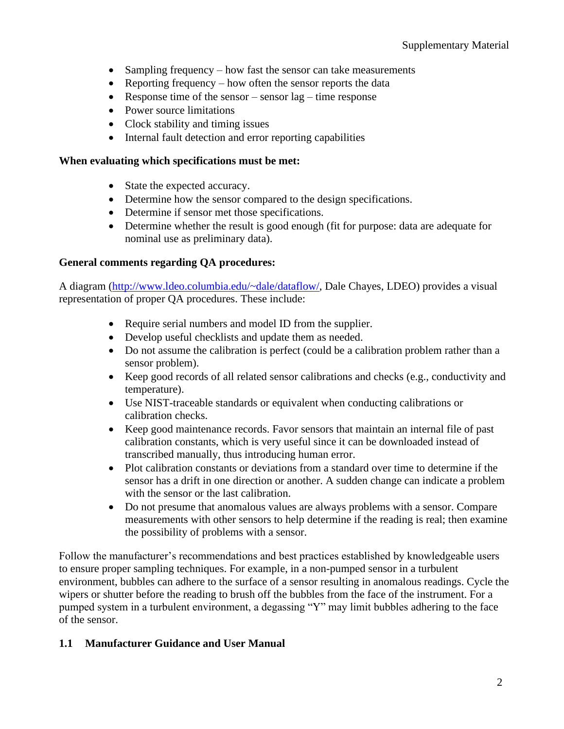- Sampling frequency – how fast the sensor can take measurements
- Reporting frequency – how often the sensor reports the data
- Response time of the sensor – sensor lag – time response
- Power source limitations
- Clock stability and timing issues
- Internal fault detection and error reporting capabilities

**When evaluating which specifications must be met:**

- State the expected accuracy.
- Determine how the sensor compared to the design specifications.
- Determine if sensor met those specifications.
- Determine whether the result is good enough (fit for purpose: data are adequate for nominal use as preliminary data).

**General comments regarding QA procedures:**

A diagram (http://www.ldeo.columbia.edu/~dale/dataflow/, Dale Chayes, LDEO) provides a visual representation of proper QA procedures. These include:

- Require serial numbers and model ID from the supplier.
- Develop useful checklists and update them as needed.
- Do not assume the calibration is perfect (could be a calibration problem rather than a sensor problem).
- Keep good records of all related sensor calibrations and checks (e.g., conductivity and temperature).
- Use NIST-traceable standards or equivalent when conducting calibrations or calibration checks.
- Keep good maintenance records. Favor sensors that maintain an internal file of past calibration constants, which is very useful since it can be downloaded instead of transcribed manually, thus introducing human error.
- Plot calibration constants or deviations from a standard over time to determine if the sensor has a drift in one direction or another. A sudden change can indicate a problem with the sensor or the last calibration.
- Do not presume that anomalous values are always problems with a sensor. Compare measurements with other sensors to help determine if the reading is real; then examine the possibility of problems with a sensor.

Follow the manufacturer's recommendations and best practices established by knowledgeable users to ensure proper sampling techniques. For example, in a non-pumped sensor in a turbulent environment, bubbles can adhere to the surface of a sensor resulting in anomalous readings. Cycle the wipers or shutter before the reading to brush off the bubbles from the face of the instrument. For a pumped system in a turbulent environment, a degassing "Y" may limit bubbles adhering to the face of the sensor.

## 1.1 Manufacturer Guidance and User Manual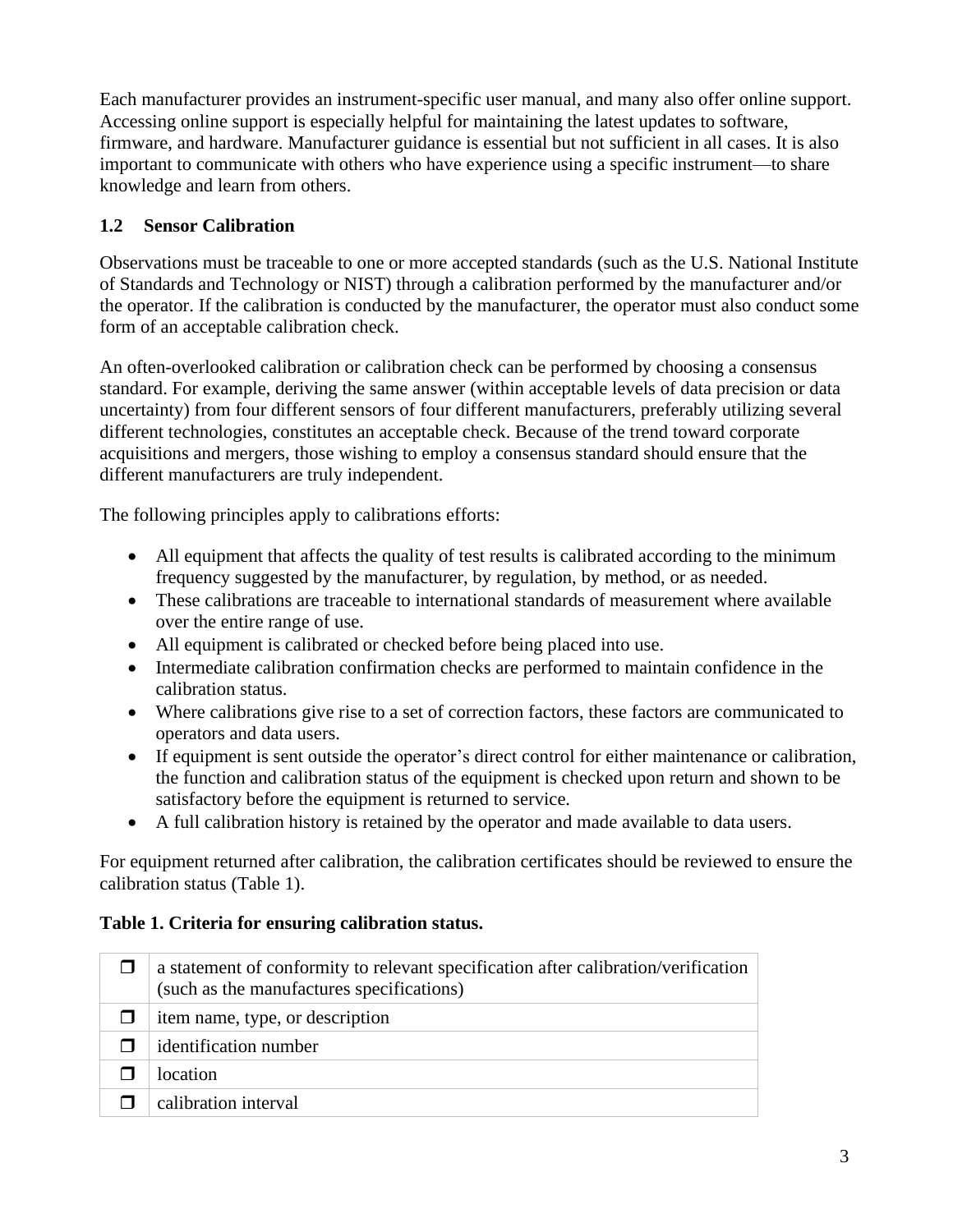Each manufacturer provides an instrument-specific user manual, and many also offer online support. Accessing online support is especially helpful for maintaining the latest updates to software, firmware, and hardware. Manufacturer guidance is essential but not sufficient in all cases. It is also important to communicate with others who have experience using a specific instrument—to share knowledge and learn from others.

### 1.2 Sensor Calibration

Observations must be traceable to one or more accepted standards (such as the U.S. National Institute of Standards and Technology or NIST) through a calibration performed by the manufacturer and/or the operator. If the calibration is conducted by the manufacturer, the operator must also conduct some form of an acceptable calibration check.

An often-overlooked calibration or calibration check can be performed by choosing a consensus standard. For example, deriving the same answer (within acceptable levels of data precision or data uncertainty) from four different sensors of four different manufacturers, preferably utilizing several different technologies, constitutes an acceptable check. Because of the trend toward corporate acquisitions and mergers, those wishing to employ a consensus standard should ensure that the different manufacturers are truly independent.

The following principles apply to calibrations efforts:

- All equipment that affects the quality of test results is calibrated according to the minimum frequency suggested by the manufacturer, by regulation, by method, or as needed.
- These calibrations are traceable to international standards of measurement where available over the entire range of use.
- All equipment is calibrated or checked before being placed into use.
- Intermediate calibration confirmation checks are performed to maintain confidence in the calibration status.
- Where calibrations give rise to a set of correction factors, these factors are communicated to operators and data users.
- If equipment is sent outside the operator's direct control for either maintenance or calibration, the function and calibration status of the equipment is checked upon return and shown to be satisfactory before the equipment is returned to service.
- A full calibration history is retained by the operator and made available to data users.

For equipment returned after calibration, the calibration certificates should be reviewed to ensure the calibration status (Table 1).

**Table 1. Criteria for ensuring calibration status.**

| | |
|---|---|
| ❒ | a statement of conformity to relevant specification after calibration/verification (such as the manufactures specifications) |
| ❒ | item name, type, or description |
| ❒ | identification number |
| ❒ | location |
| ❒ | calibration interval |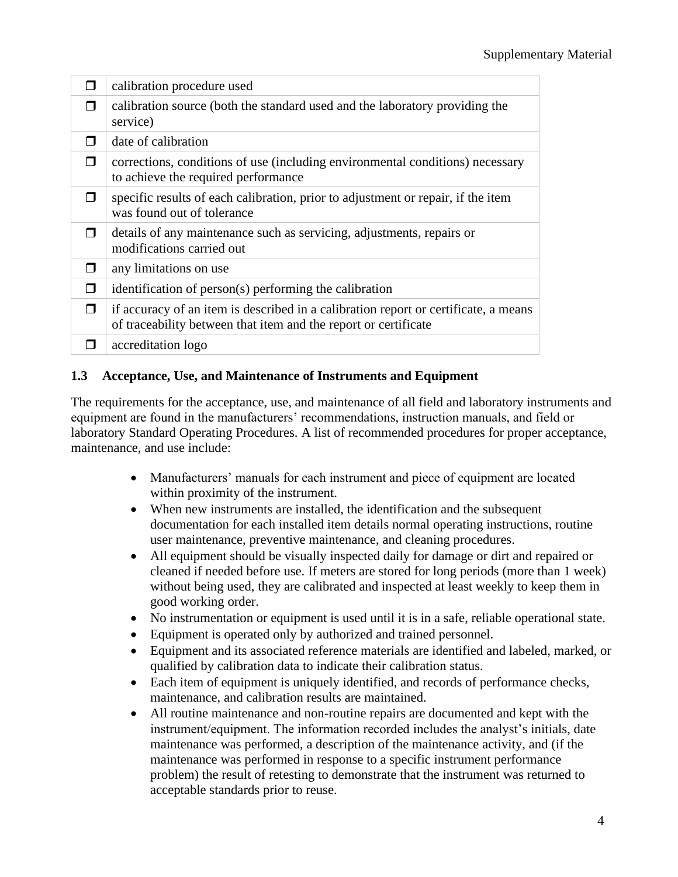| ❐ | calibration procedure used |
|---|---|
| ❐ | calibration source (both the standard used and the laboratory providing the service) |
| ❐ | date of calibration |
| ❐ | corrections, conditions of use (including environmental conditions) necessary to achieve the required performance |
| ❐ | specific results of each calibration, prior to adjustment or repair, if the item was found out of tolerance |
| ❐ | details of any maintenance such as servicing, adjustments, repairs or modifications carried out |
| ❐ | any limitations on use |
| ❐ | identification of person(s) performing the calibration |
| ❐ | if accuracy of an item is described in a calibration report or certificate, a means of traceability between that item and the report or certificate |
| ❐ | accreditation logo |

### 1.3 Acceptance, Use, and Maintenance of Instruments and Equipment

The requirements for the acceptance, use, and maintenance of all field and laboratory instruments and equipment are found in the manufacturers' recommendations, instruction manuals, and field or laboratory Standard Operating Procedures. A list of recommended procedures for proper acceptance, maintenance, and use include:

- Manufacturers' manuals for each instrument and piece of equipment are located within proximity of the instrument.
- When new instruments are installed, the identification and the subsequent documentation for each installed item details normal operating instructions, routine user maintenance, preventive maintenance, and cleaning procedures.
- All equipment should be visually inspected daily for damage or dirt and repaired or cleaned if needed before use. If meters are stored for long periods (more than 1 week) without being used, they are calibrated and inspected at least weekly to keep them in good working order.
- No instrumentation or equipment is used until it is in a safe, reliable operational state.
- Equipment is operated only by authorized and trained personnel.
- Equipment and its associated reference materials are identified and labeled, marked, or qualified by calibration data to indicate their calibration status.
- Each item of equipment is uniquely identified, and records of performance checks, maintenance, and calibration results are maintained.
- All routine maintenance and non-routine repairs are documented and kept with the instrument/equipment. The information recorded includes the analyst's initials, date maintenance was performed, a description of the maintenance activity, and (if the maintenance was performed in response to a specific instrument performance problem) the result of retesting to demonstrate that the instrument was returned to acceptable standards prior to reuse.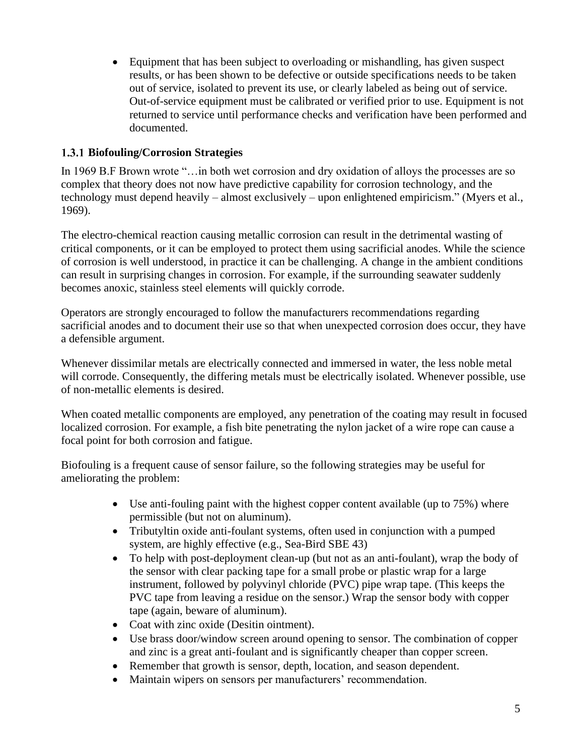- Equipment that has been subject to overloading or mishandling, has given suspect results, or has been shown to be defective or outside specifications needs to be taken out of service, isolated to prevent its use, or clearly labeled as being out of service. Out-of-service equipment must be calibrated or verified prior to use. Equipment is not returned to service until performance checks and verification have been performed and documented.

### 1.3.1 Biofouling/Corrosion Strategies

In 1969 B.F Brown wrote "…in both wet corrosion and dry oxidation of alloys the processes are so complex that theory does not now have predictive capability for corrosion technology, and the technology must depend heavily – almost exclusively – upon enlightened empiricism." (Myers et al., 1969).

The electro-chemical reaction causing metallic corrosion can result in the detrimental wasting of critical components, or it can be employed to protect them using sacrificial anodes. While the science of corrosion is well understood, in practice it can be challenging. A change in the ambient conditions can result in surprising changes in corrosion. For example, if the surrounding seawater suddenly becomes anoxic, stainless steel elements will quickly corrode.

Operators are strongly encouraged to follow the manufacturers recommendations regarding sacrificial anodes and to document their use so that when unexpected corrosion does occur, they have a defensible argument.

Whenever dissimilar metals are electrically connected and immersed in water, the less noble metal will corrode. Consequently, the differing metals must be electrically isolated. Whenever possible, use of non-metallic elements is desired.

When coated metallic components are employed, any penetration of the coating may result in focused localized corrosion. For example, a fish bite penetrating the nylon jacket of a wire rope can cause a focal point for both corrosion and fatigue.

Biofouling is a frequent cause of sensor failure, so the following strategies may be useful for ameliorating the problem:

- Use anti-fouling paint with the highest copper content available (up to 75%) where permissible (but not on aluminum).
- Tributyltin oxide anti-foulant systems, often used in conjunction with a pumped system, are highly effective (e.g., Sea-Bird SBE 43)
- To help with post-deployment clean-up (but not as an anti-foulant), wrap the body of the sensor with clear packing tape for a small probe or plastic wrap for a large instrument, followed by polyvinyl chloride (PVC) pipe wrap tape. (This keeps the PVC tape from leaving a residue on the sensor.) Wrap the sensor body with copper tape (again, beware of aluminum).
- Coat with zinc oxide (Desitin ointment).
- Use brass door/window screen around opening to sensor. The combination of copper and zinc is a great anti-foulant and is significantly cheaper than copper screen.
- Remember that growth is sensor, depth, location, and season dependent.
- Maintain wipers on sensors per manufacturers' recommendation.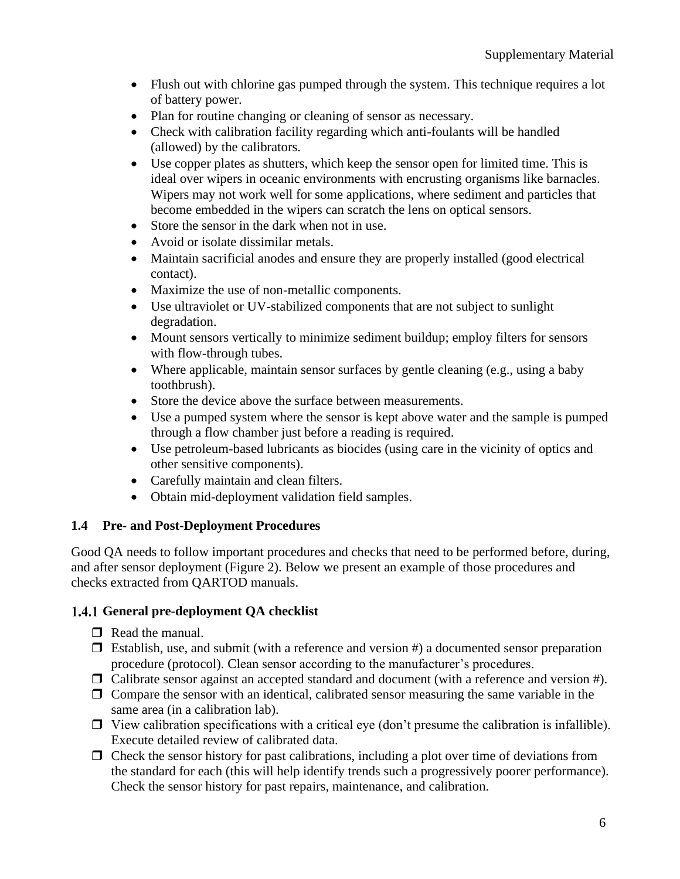- Flush out with chlorine gas pumped through the system. This technique requires a lot of battery power.
- Plan for routine changing or cleaning of sensor as necessary.
- Check with calibration facility regarding which anti-foulants will be handled (allowed) by the calibrators.
- Use copper plates as shutters, which keep the sensor open for limited time. This is ideal over wipers in oceanic environments with encrusting organisms like barnacles. Wipers may not work well for some applications, where sediment and particles that become embedded in the wipers can scratch the lens on optical sensors.
- Store the sensor in the dark when not in use.
- Avoid or isolate dissimilar metals.
- Maintain sacrificial anodes and ensure they are properly installed (good electrical contact).
- Maximize the use of non-metallic components.
- Use ultraviolet or UV-stabilized components that are not subject to sunlight degradation.
- Mount sensors vertically to minimize sediment buildup; employ filters for sensors with flow-through tubes.
- Where applicable, maintain sensor surfaces by gentle cleaning (e.g., using a baby toothbrush).
- Store the device above the surface between measurements.
- Use a pumped system where the sensor is kept above water and the sample is pumped through a flow chamber just before a reading is required.
- Use petroleum-based lubricants as biocides (using care in the vicinity of optics and other sensitive components).
- Carefully maintain and clean filters.
- Obtain mid-deployment validation field samples.

## 1.4 Pre- and Post-Deployment Procedures

Good QA needs to follow important procedures and checks that need to be performed before, during, and after sensor deployment (Figure 2). Below we present an example of those procedures and checks extracted from QARTOD manuals.

### 1.4.1 General pre-deployment QA checklist

- [ ] Read the manual.
- [ ] Establish, use, and submit (with a reference and version #) a documented sensor preparation procedure (protocol). Clean sensor according to the manufacturer's procedures.
- [ ] Calibrate sensor against an accepted standard and document (with a reference and version #).
- [ ] Compare the sensor with an identical, calibrated sensor measuring the same variable in the same area (in a calibration lab).
- [ ] View calibration specifications with a critical eye (don't presume the calibration is infallible). Execute detailed review of calibrated data.
- [ ] Check the sensor history for past calibrations, including a plot over time of deviations from the standard for each (this will help identify trends such a progressively poorer performance). Check the sensor history for past repairs, maintenance, and calibration.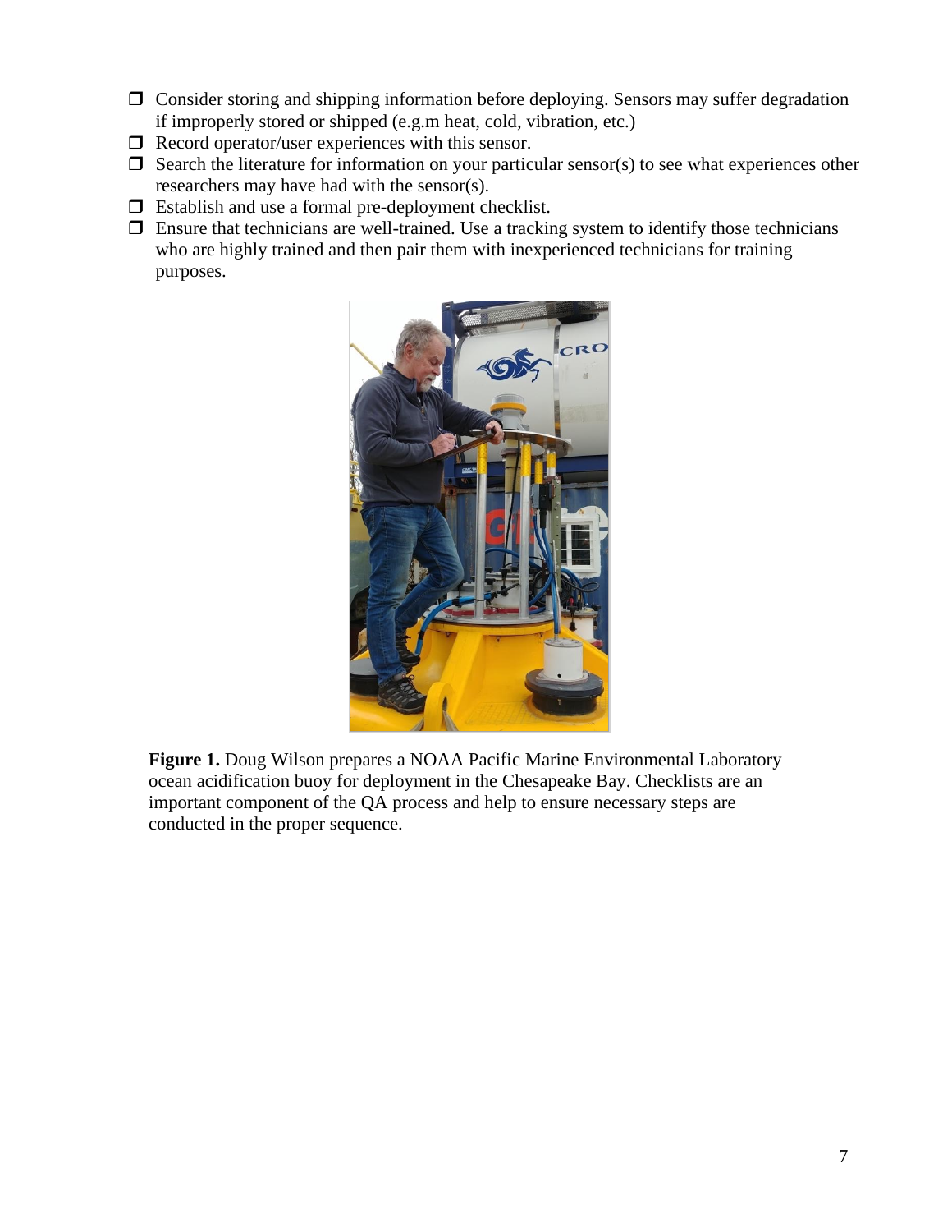- ❒ Consider storing and shipping information before deploying. Sensors may suffer degradation if improperly stored or shipped (e.g.m heat, cold, vibration, etc.)
- ❒ Record operator/user experiences with this sensor.
- ❒ Search the literature for information on your particular sensor(s) to see what experiences other researchers may have had with the sensor(s).
- ❒ Establish and use a formal pre-deployment checklist.
- ❒ Ensure that technicians are well-trained. Use a tracking system to identify those technicians who are highly trained and then pair them with inexperienced technicians for training purposes.

**Figure 1.** Doug Wilson prepares a NOAA Pacific Marine Environmental Laboratory ocean acidification buoy for deployment in the Chesapeake Bay. Checklists are an important component of the QA process and help to ensure necessary steps are conducted in the proper sequence.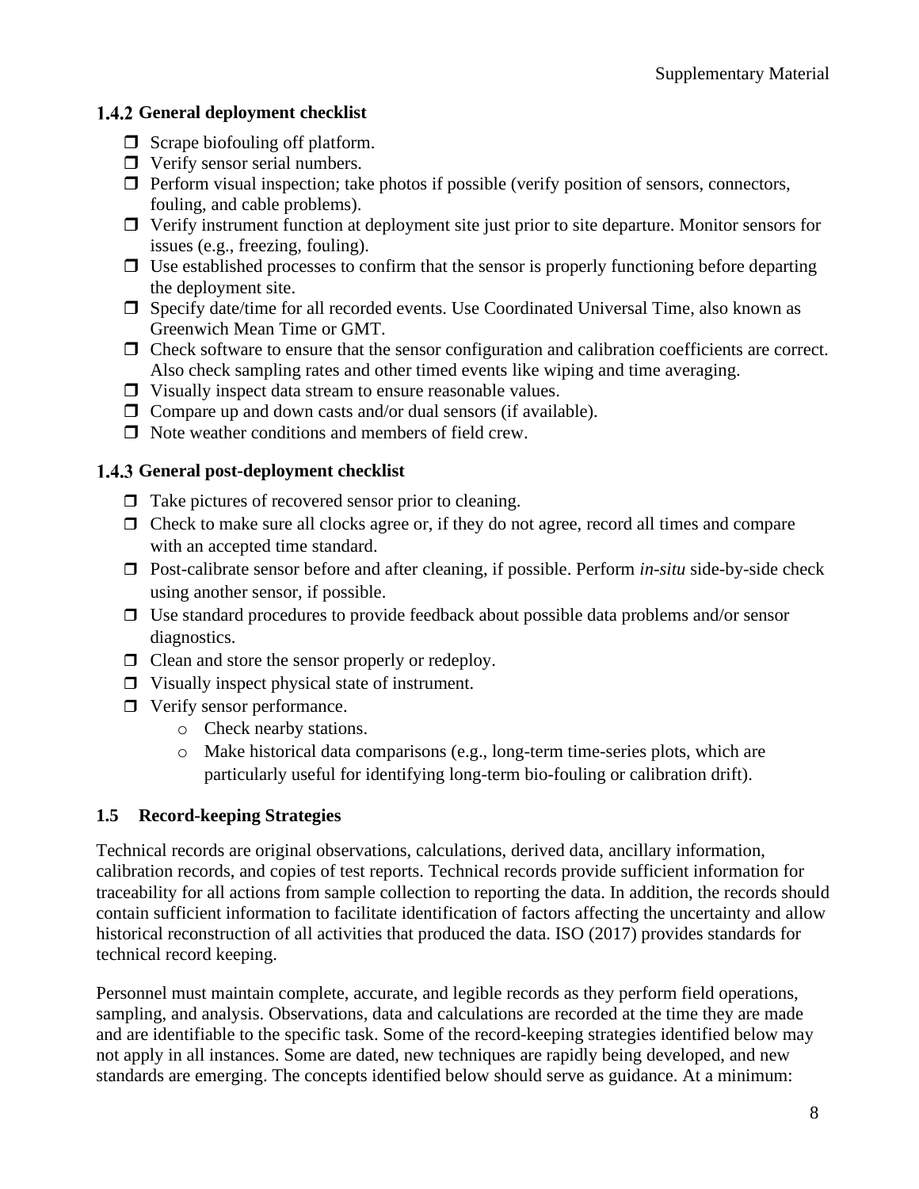### 1.4.2 General deployment checklist

- [ ] Scrape biofouling off platform.
- [ ] Verify sensor serial numbers.
- [ ] Perform visual inspection; take photos if possible (verify position of sensors, connectors, fouling, and cable problems).
- [ ] Verify instrument function at deployment site just prior to site departure. Monitor sensors for issues (e.g., freezing, fouling).
- [ ] Use established processes to confirm that the sensor is properly functioning before departing the deployment site.
- [ ] Specify date/time for all recorded events. Use Coordinated Universal Time, also known as Greenwich Mean Time or GMT.
- [ ] Check software to ensure that the sensor configuration and calibration coefficients are correct. Also check sampling rates and other timed events like wiping and time averaging.
- [ ] Visually inspect data stream to ensure reasonable values.
- [ ] Compare up and down casts and/or dual sensors (if available).
- [ ] Note weather conditions and members of field crew.

### 1.4.3 General post-deployment checklist

- [ ] Take pictures of recovered sensor prior to cleaning.
- [ ] Check to make sure all clocks agree or, if they do not agree, record all times and compare with an accepted time standard.
- [ ] Post-calibrate sensor before and after cleaning, if possible. Perform *in-situ* side-by-side check using another sensor, if possible.
- [ ] Use standard procedures to provide feedback about possible data problems and/or sensor diagnostics.
- [ ] Clean and store the sensor properly or redeploy.
- [ ] Visually inspect physical state of instrument.
- [ ] Verify sensor performance.
    - Check nearby stations.
    - Make historical data comparisons (e.g., long-term time-series plots, which are particularly useful for identifying long-term bio-fouling or calibration drift).

## 1.5 Record-keeping Strategies

Technical records are original observations, calculations, derived data, ancillary information, calibration records, and copies of test reports. Technical records provide sufficient information for traceability for all actions from sample collection to reporting the data. In addition, the records should contain sufficient information to facilitate identification of factors affecting the uncertainty and allow historical reconstruction of all activities that produced the data. ISO (2017) provides standards for technical record keeping.

Personnel must maintain complete, accurate, and legible records as they perform field operations, sampling, and analysis. Observations, data and calculations are recorded at the time they are made and are identifiable to the specific task. Some of the record-keeping strategies identified below may not apply in all instances. Some are dated, new techniques are rapidly being developed, and new standards are emerging. The concepts identified below should serve as guidance. At a minimum: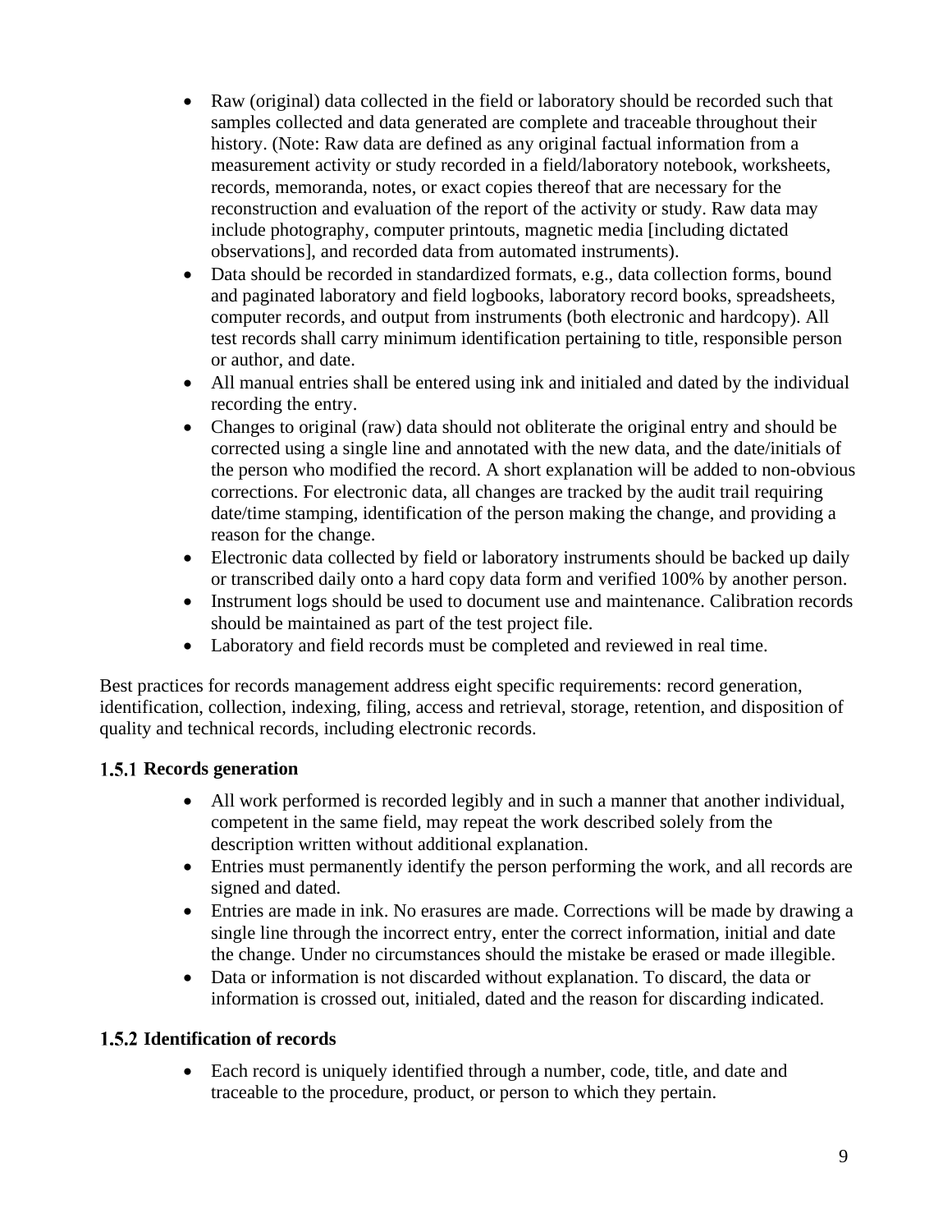- Raw (original) data collected in the field or laboratory should be recorded such that samples collected and data generated are complete and traceable throughout their history. (Note: Raw data are defined as any original factual information from a measurement activity or study recorded in a field/laboratory notebook, worksheets, records, memoranda, notes, or exact copies thereof that are necessary for the reconstruction and evaluation of the report of the activity or study. Raw data may include photography, computer printouts, magnetic media [including dictated observations], and recorded data from automated instruments).
- Data should be recorded in standardized formats, e.g., data collection forms, bound and paginated laboratory and field logbooks, laboratory record books, spreadsheets, computer records, and output from instruments (both electronic and hardcopy). All test records shall carry minimum identification pertaining to title, responsible person or author, and date.
- All manual entries shall be entered using ink and initialed and dated by the individual recording the entry.
- Changes to original (raw) data should not obliterate the original entry and should be corrected using a single line and annotated with the new data, and the date/initials of the person who modified the record. A short explanation will be added to non-obvious corrections. For electronic data, all changes are tracked by the audit trail requiring date/time stamping, identification of the person making the change, and providing a reason for the change.
- Electronic data collected by field or laboratory instruments should be backed up daily or transcribed daily onto a hard copy data form and verified 100% by another person.
- Instrument logs should be used to document use and maintenance. Calibration records should be maintained as part of the test project file.
- Laboratory and field records must be completed and reviewed in real time.

Best practices for records management address eight specific requirements: record generation, identification, collection, indexing, filing, access and retrieval, storage, retention, and disposition of quality and technical records, including electronic records.

### 1.5.1 Records generation

- All work performed is recorded legibly and in such a manner that another individual, competent in the same field, may repeat the work described solely from the description written without additional explanation.
- Entries must permanently identify the person performing the work, and all records are signed and dated.
- Entries are made in ink. No erasures are made. Corrections will be made by drawing a single line through the incorrect entry, enter the correct information, initial and date the change. Under no circumstances should the mistake be erased or made illegible.
- Data or information is not discarded without explanation. To discard, the data or information is crossed out, initialed, dated and the reason for discarding indicated.

### 1.5.2 Identification of records

- Each record is uniquely identified through a number, code, title, and date and traceable to the procedure, product, or person to which they pertain.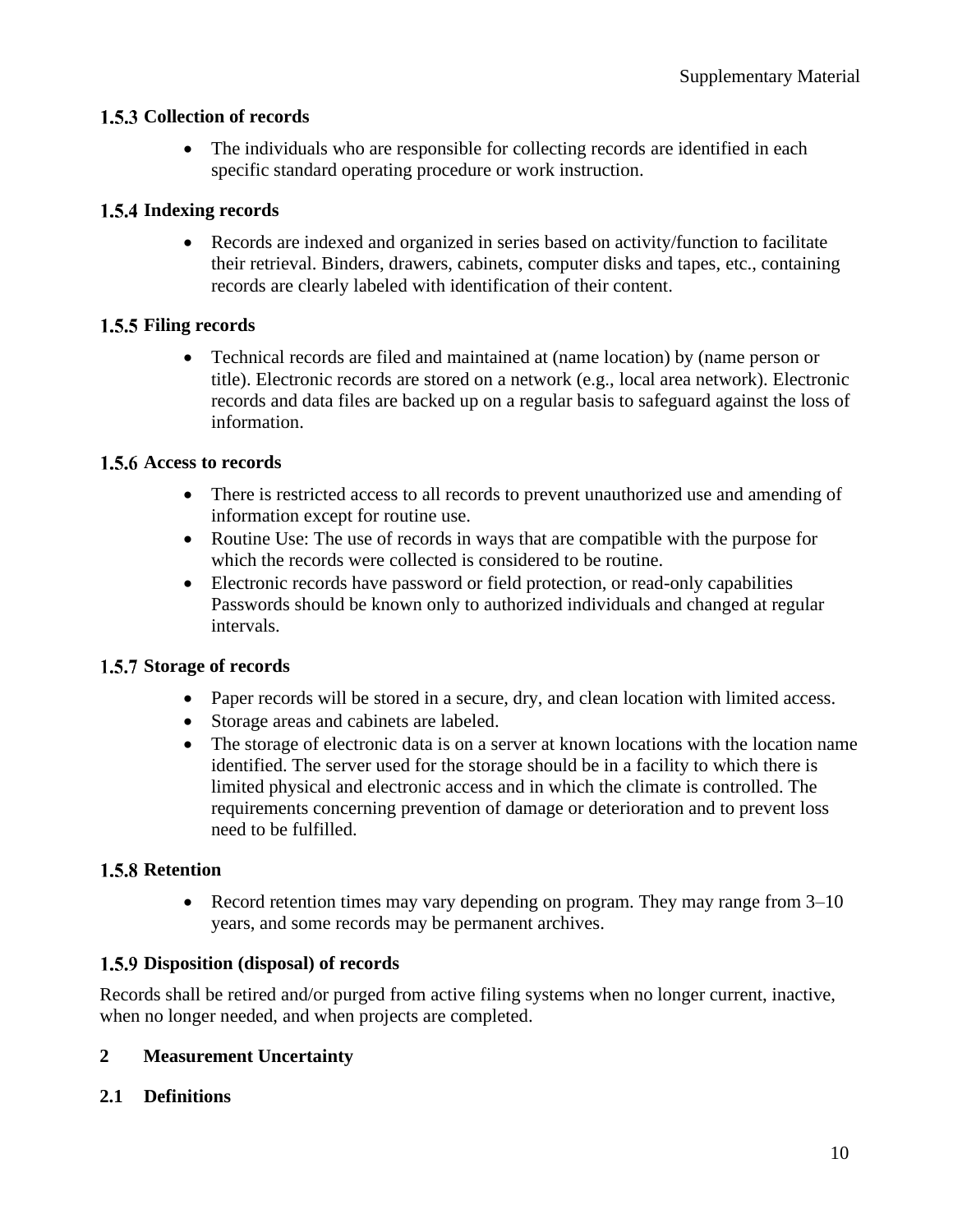### 1.5.3 Collection of records

- The individuals who are responsible for collecting records are identified in each specific standard operating procedure or work instruction.

### 1.5.4 Indexing records

- Records are indexed and organized in series based on activity/function to facilitate their retrieval. Binders, drawers, cabinets, computer disks and tapes, etc., containing records are clearly labeled with identification of their content.

### 1.5.5 Filing records

- Technical records are filed and maintained at (name location) by (name person or title). Electronic records are stored on a network (e.g., local area network). Electronic records and data files are backed up on a regular basis to safeguard against the loss of information.

### 1.5.6 Access to records

- There is restricted access to all records to prevent unauthorized use and amending of information except for routine use.
- Routine Use: The use of records in ways that are compatible with the purpose for which the records were collected is considered to be routine.
- Electronic records have password or field protection, or read-only capabilities Passwords should be known only to authorized individuals and changed at regular intervals.

### 1.5.7 Storage of records

- Paper records will be stored in a secure, dry, and clean location with limited access.
- Storage areas and cabinets are labeled.
- The storage of electronic data is on a server at known locations with the location name identified. The server used for the storage should be in a facility to which there is limited physical and electronic access and in which the climate is controlled. The requirements concerning prevention of damage or deterioration and to prevent loss need to be fulfilled.

### 1.5.8 Retention

- Record retention times may vary depending on program. They may range from 3–10 years, and some records may be permanent archives.

### 1.5.9 Disposition (disposal) of records

Records shall be retired and/or purged from active filing systems when no longer current, inactive, when no longer needed, and when projects are completed.

# 2 Measurement Uncertainty

## 2.1 Definitions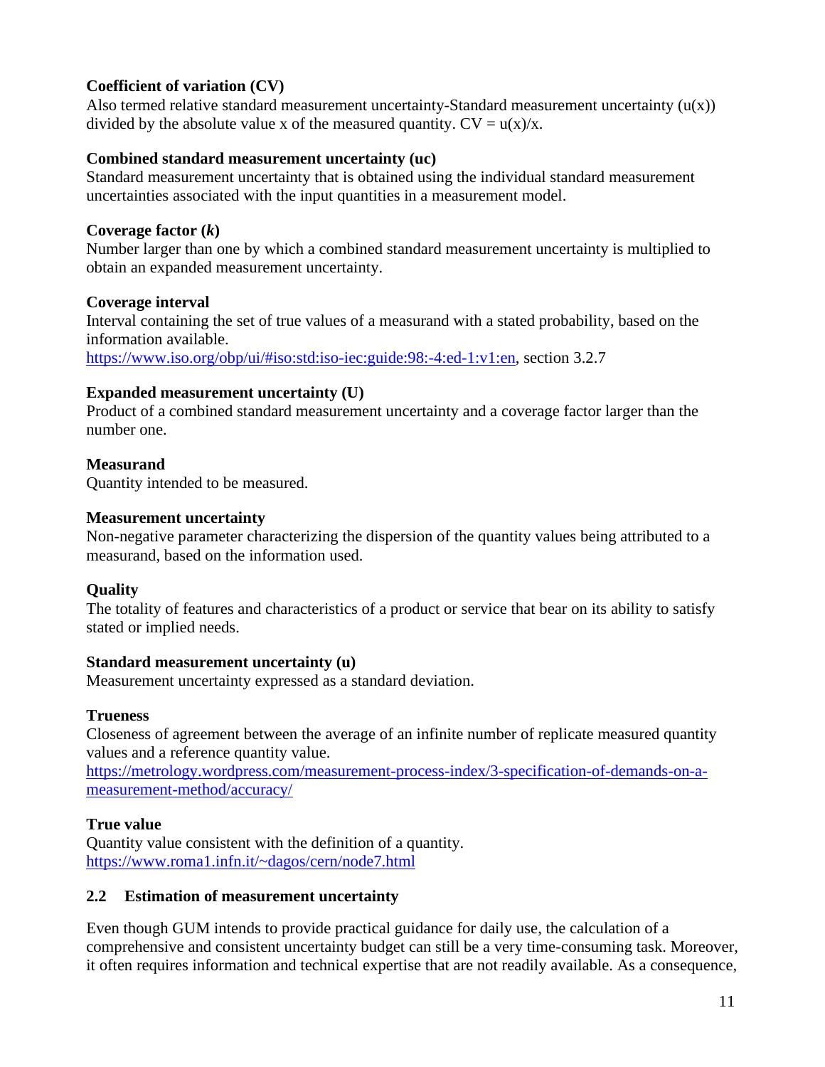**Coefficient of variation (CV)**
Also termed relative standard measurement uncertainty-Standard measurement uncertainty ($u(x)$) divided by the absolute value x of the measured quantity. $CV = u(x)/x$.

**Combined standard measurement uncertainty ($u_c$)**
Standard measurement uncertainty that is obtained using the individual standard measurement uncertainties associated with the input quantities in a measurement model.

**Coverage factor (*k*)**
Number larger than one by which a combined standard measurement uncertainty is multiplied to obtain an expanded measurement uncertainty.

**Coverage interval**
Interval containing the set of true values of a measurand with a stated probability, based on the information available.
https://www.iso.org/obp/ui/#iso:std:iso-iec:guide:98:-4:ed-1:v1:en, section 3.2.7

**Expanded measurement uncertainty (U)**
Product of a combined standard measurement uncertainty and a coverage factor larger than the number one.

**Measurand**
Quantity intended to be measured.

**Measurement uncertainty**
Non-negative parameter characterizing the dispersion of the quantity values being attributed to a measurand, based on the information used.

**Quality**
The totality of features and characteristics of a product or service that bear on its ability to satisfy stated or implied needs.

**Standard measurement uncertainty (u)**
Measurement uncertainty expressed as a standard deviation.

**Trueness**
Closeness of agreement between the average of an infinite number of replicate measured quantity values and a reference quantity value.
https://metrology.wordpress.com/measurement-process-index/3-specification-of-demands-on-a-measurement-method/accuracy/

**True value**
Quantity value consistent with the definition of a quantity.
https://www.roma1.infn.it/~dagos/cern/node7.html

## 2.2 Estimation of measurement uncertainty

Even though GUM intends to provide practical guidance for daily use, the calculation of a comprehensive and consistent uncertainty budget can still be a very time-consuming task. Moreover, it often requires information and technical expertise that are not readily available. As a consequence,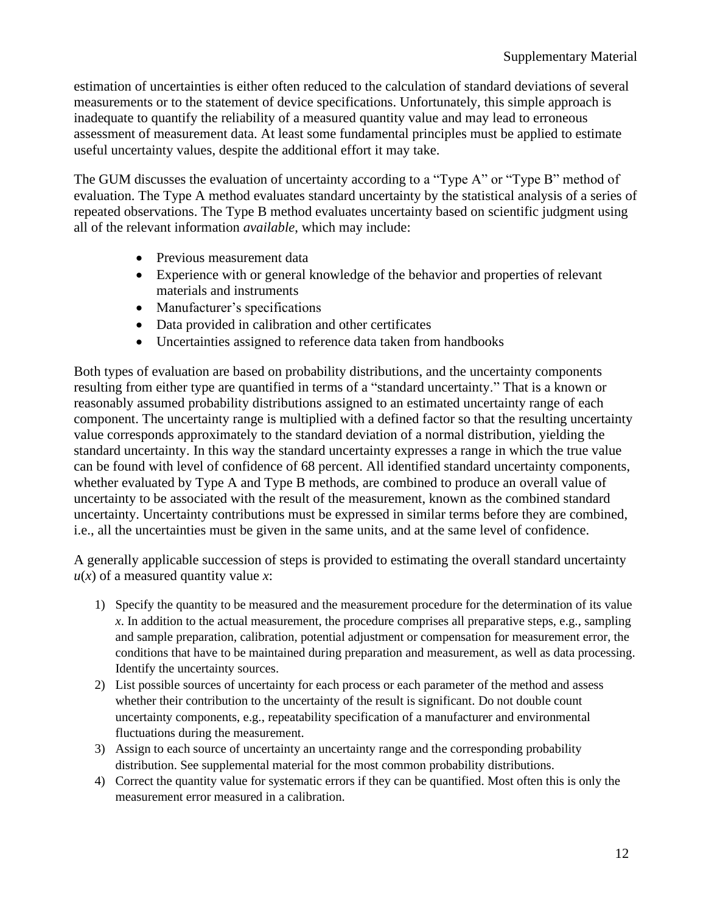estimation of uncertainties is either often reduced to the calculation of standard deviations of several measurements or to the statement of device specifications. Unfortunately, this simple approach is inadequate to quantify the reliability of a measured quantity value and may lead to erroneous assessment of measurement data. At least some fundamental principles must be applied to estimate useful uncertainty values, despite the additional effort it may take.

The GUM discusses the evaluation of uncertainty according to a "Type A" or "Type B" method of evaluation. The Type A method evaluates standard uncertainty by the statistical analysis of a series of repeated observations. The Type B method evaluates uncertainty based on scientific judgment using all of the relevant information *available*, which may include:

- Previous measurement data
- Experience with or general knowledge of the behavior and properties of relevant materials and instruments
- Manufacturer's specifications
- Data provided in calibration and other certificates
- Uncertainties assigned to reference data taken from handbooks

Both types of evaluation are based on probability distributions, and the uncertainty components resulting from either type are quantified in terms of a "standard uncertainty." That is a known or reasonably assumed probability distributions assigned to an estimated uncertainty range of each component. The uncertainty range is multiplied with a defined factor so that the resulting uncertainty value corresponds approximately to the standard deviation of a normal distribution, yielding the standard uncertainty. In this way the standard uncertainty expresses a range in which the true value can be found with level of confidence of 68 percent. All identified standard uncertainty components, whether evaluated by Type A and Type B methods, are combined to produce an overall value of uncertainty to be associated with the result of the measurement, known as the combined standard uncertainty. Uncertainty contributions must be expressed in similar terms before they are combined, i.e., all the uncertainties must be given in the same units, and at the same level of confidence.

A generally applicable succession of steps is provided to estimating the overall standard uncertainty $u(x)$ of a measured quantity value $x$:

1) Specify the quantity to be measured and the measurement procedure for the determination of its value $x$. In addition to the actual measurement, the procedure comprises all preparative steps, e.g., sampling and sample preparation, calibration, potential adjustment or compensation for measurement error, the conditions that have to be maintained during preparation and measurement, as well as data processing. Identify the uncertainty sources.
2) List possible sources of uncertainty for each process or each parameter of the method and assess whether their contribution to the uncertainty of the result is significant. Do not double count uncertainty components, e.g., repeatability specification of a manufacturer and environmental fluctuations during the measurement.
3) Assign to each source of uncertainty an uncertainty range and the corresponding probability distribution. See supplemental material for the most common probability distributions.
4) Correct the quantity value for systematic errors if they can be quantified. Most often this is only the measurement error measured in a calibration.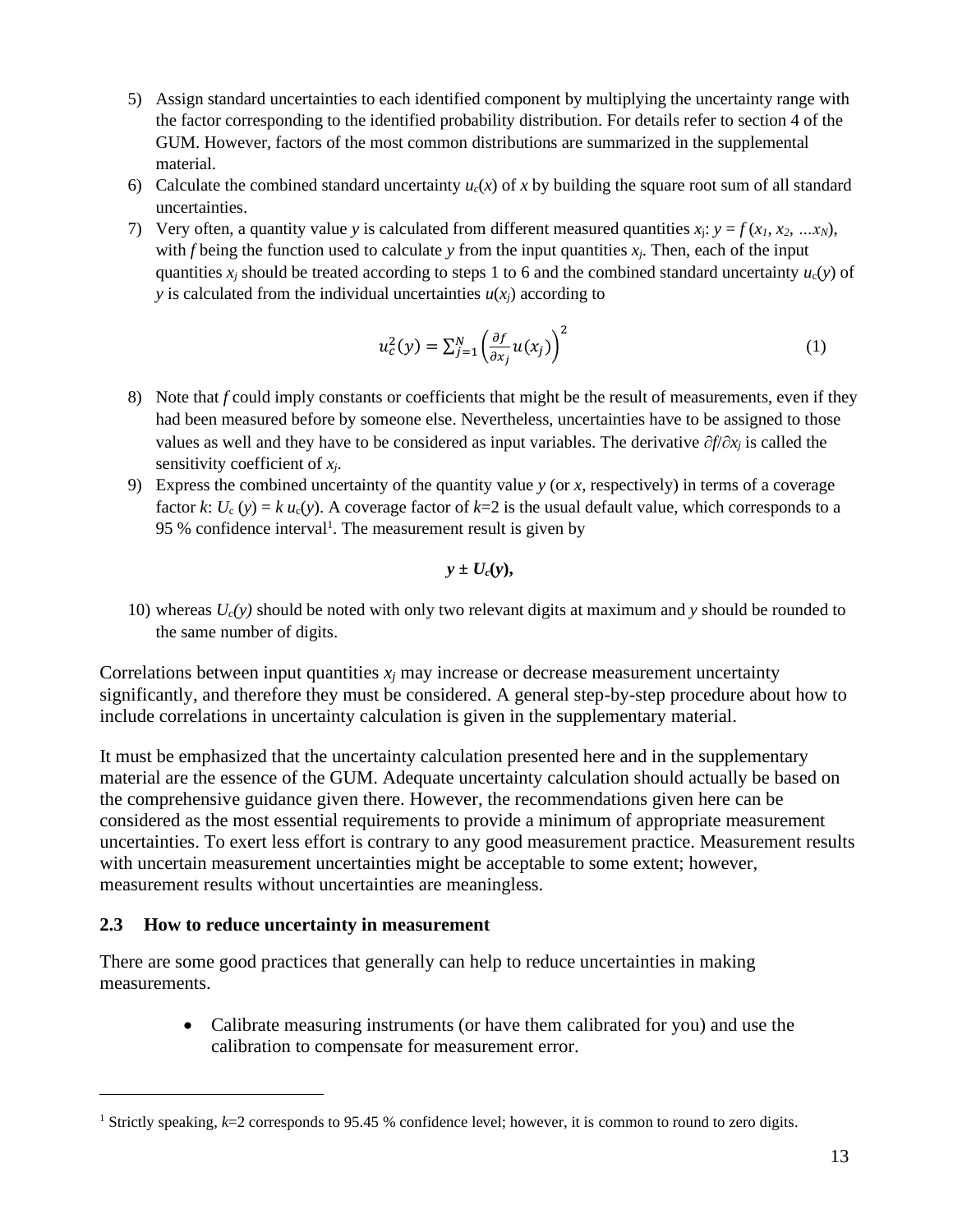5) Assign standard uncertainties to each identified component by multiplying the uncertainty range with the factor corresponding to the identified probability distribution. For details refer to section 4 of the GUM. However, factors of the most common distributions are summarized in the supplemental material.
6) Calculate the combined standard uncertainty $u_c(x)$ of $x$ by building the square root sum of all standard uncertainties.
7) Very often, a quantity value $y$ is calculated from different measured quantities $x_j$: $y = f(x_1, x_2, \ldots x_N)$, with $f$ being the function used to calculate $y$ from the input quantities $x_j$. Then, each of the input quantities $x_j$ should be treated according to steps 1 to 6 and the combined standard uncertainty $u_c(y)$ of $y$ is calculated from the individual uncertainties $u(x_j)$ according to

$$u_c^2(y) = \sum_{j=1}^{N} \left( \frac{\partial f}{\partial x_j} u(x_j) \right)^2 \tag{1}$$

8) Note that $f$ could imply constants or coefficients that might be the result of measurements, even if they had been measured before by someone else. Nevertheless, uncertainties have to be assigned to those values as well and they have to be considered as input variables. The derivative $\partial f / \partial x_j$ is called the sensitivity coefficient of $x_j$.
9) Express the combined uncertainty of the quantity value $y$ (or $x$, respectively) in terms of a coverage factor $k$: $U_c(y) = k\, u_c(y)$. A coverage factor of $k$=2 is the usual default value, which corresponds to a 95 % confidence interval[1]. The measurement result is given by

$$\boldsymbol{y \pm U_c(y),}$$

10) whereas $U_c(y)$ should be noted with only two relevant digits at maximum and $y$ should be rounded to the same number of digits.

Correlations between input quantities $x_j$ may increase or decrease measurement uncertainty significantly, and therefore they must be considered. A general step-by-step procedure about how to include correlations in uncertainty calculation is given in the supplementary material.

It must be emphasized that the uncertainty calculation presented here and in the supplementary material are the essence of the GUM. Adequate uncertainty calculation should actually be based on the comprehensive guidance given there. However, the recommendations given here can be considered as the most essential requirements to provide a minimum of appropriate measurement uncertainties. To exert less effort is contrary to any good measurement practice. Measurement results with uncertain measurement uncertainties might be acceptable to some extent; however, measurement results without uncertainties are meaningless.

### 2.3 How to reduce uncertainty in measurement

There are some good practices that generally can help to reduce uncertainties in making measurements.

- Calibrate measuring instruments (or have them calibrated for you) and use the calibration to compensate for measurement error.

[1] Strictly speaking, $k$=2 corresponds to 95.45 % confidence level; however, it is common to round to zero digits.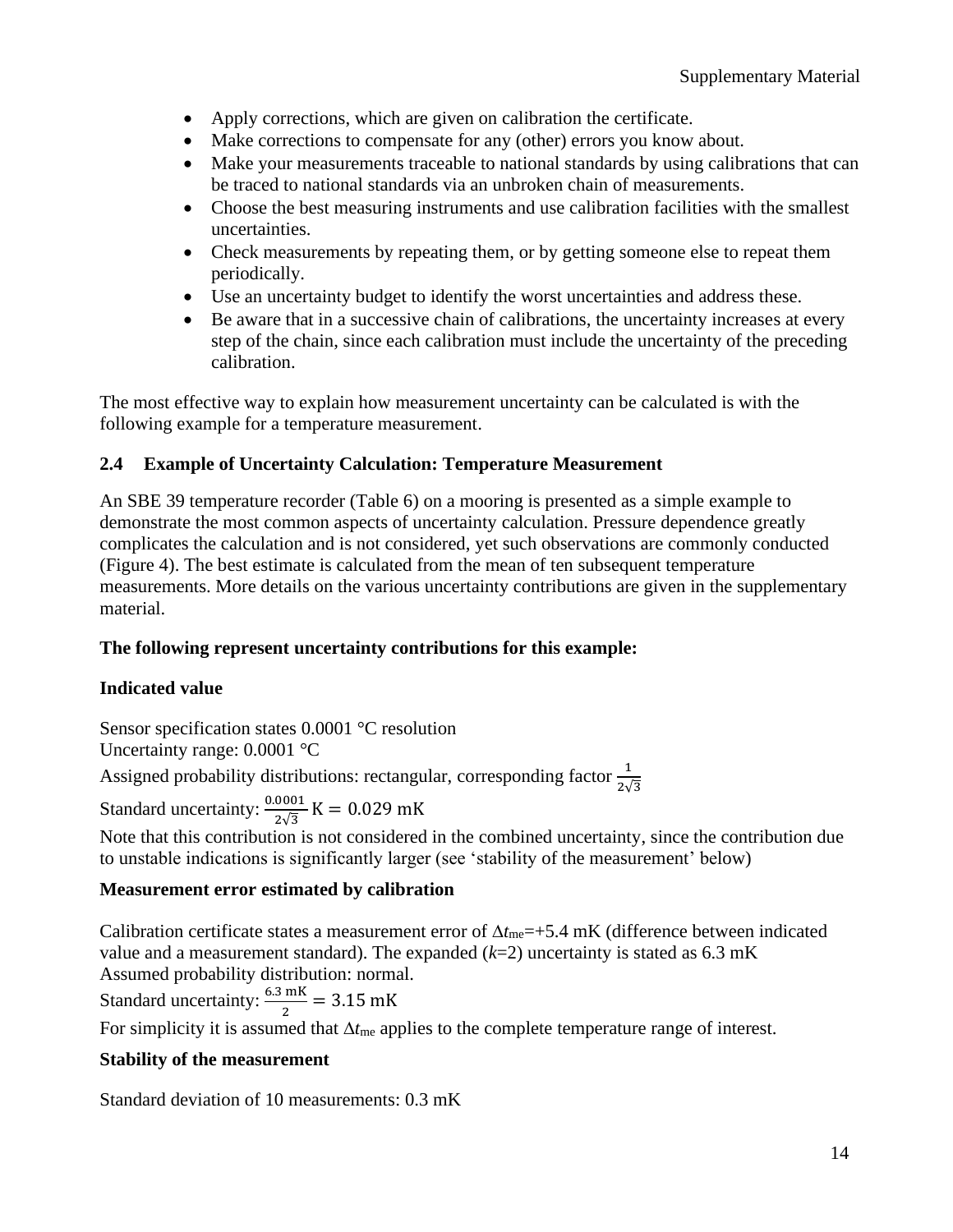- Apply corrections, which are given on calibration the certificate.
- Make corrections to compensate for any (other) errors you know about.
- Make your measurements traceable to national standards by using calibrations that can be traced to national standards via an unbroken chain of measurements.
- Choose the best measuring instruments and use calibration facilities with the smallest uncertainties.
- Check measurements by repeating them, or by getting someone else to repeat them periodically.
- Use an uncertainty budget to identify the worst uncertainties and address these.
- Be aware that in a successive chain of calibrations, the uncertainty increases at every step of the chain, since each calibration must include the uncertainty of the preceding calibration.

The most effective way to explain how measurement uncertainty can be calculated is with the following example for a temperature measurement.

## 2.4 Example of Uncertainty Calculation: Temperature Measurement

An SBE 39 temperature recorder (Table 6) on a mooring is presented as a simple example to demonstrate the most common aspects of uncertainty calculation. Pressure dependence greatly complicates the calculation and is not considered, yet such observations are commonly conducted (Figure 4). The best estimate is calculated from the mean of ten subsequent temperature measurements. More details on the various uncertainty contributions are given in the supplementary material.

**The following represent uncertainty contributions for this example:**

**Indicated value**

Sensor specification states 0.0001 °C resolution
Uncertainty range: 0.0001 °C
Assigned probability distributions: rectangular, corresponding factor $\frac{1}{2\sqrt{3}}$
Standard uncertainty: $\frac{0.0001}{2\sqrt{3}}\,\mathrm{K} = 0.029\ \mathrm{mK}$
Note that this contribution is not considered in the combined uncertainty, since the contribution due to unstable indications is significantly larger (see 'stability of the measurement' below)

**Measurement error estimated by calibration**

Calibration certificate states a measurement error of $\Delta t_{me}$=+5.4 mK (difference between indicated value and a measurement standard). The expanded ($k$=2) uncertainty is stated as 6.3 mK
Assumed probability distribution: normal.
Standard uncertainty: $\frac{6.3\ \mathrm{mK}}{2} = 3.15\ \mathrm{mK}$
For simplicity it is assumed that $\Delta t_{me}$ applies to the complete temperature range of interest.

**Stability of the measurement**

Standard deviation of 10 measurements: 0.3 mK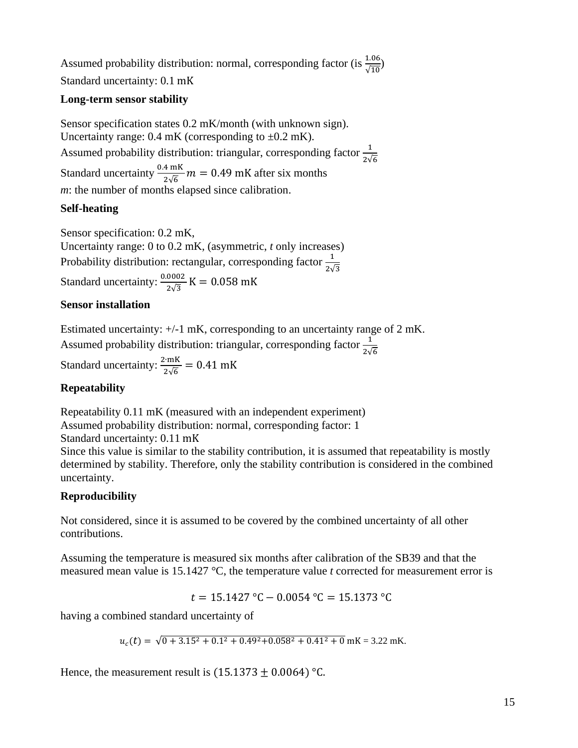Assumed probability distribution: normal, corresponding factor (is $\frac{1.06}{\sqrt{10}}$)

Standard uncertainty: 0.1 mK

**Long-term sensor stability**

Sensor specification states 0.2 mK/month (with unknown sign).
Uncertainty range: 0.4 mK (corresponding to ±0.2 mK).
Assumed probability distribution: triangular, corresponding factor $\frac{1}{2\sqrt{6}}$

Standard uncertainty $\frac{0.4 \text{ mK}}{2\sqrt{6}} m = 0.49$ mK after six months

*m*: the number of months elapsed since calibration.

**Self-heating**

Sensor specification: 0.2 mK,
Uncertainty range: 0 to 0.2 mK, (asymmetric, *t* only increases)
Probability distribution: rectangular, corresponding factor $\frac{1}{2\sqrt{3}}$

Standard uncertainty: $\frac{0.0002}{2\sqrt{3}}\text{ K} = 0.058 \text{ mK}$

**Sensor installation**

Estimated uncertainty: +/-1 mK, corresponding to an uncertainty range of 2 mK.
Assumed probability distribution: triangular, corresponding factor $\frac{1}{2\sqrt{6}}$

Standard uncertainty: $\frac{2 \cdot \text{mK}}{2\sqrt{6}} = 0.41 \text{ mK}$

**Repeatability**

Repeatability 0.11 mK (measured with an independent experiment)
Assumed probability distribution: normal, corresponding factor: 1
Standard uncertainty: 0.11 mK
Since this value is similar to the stability contribution, it is assumed that repeatability is mostly determined by stability. Therefore, only the stability contribution is considered in the combined uncertainty.

**Reproducibility**

Not considered, since it is assumed to be covered by the combined uncertainty of all other contributions.

Assuming the temperature is measured six months after calibration of the SB39 and that the measured mean value is 15.1427 °C, the temperature value *t* corrected for measurement error is

$$t = 15.1427\ °\text{C} - 0.0054\ °\text{C} = 15.1373\ °\text{C}$$

having a combined standard uncertainty of

$$u_c(t) = \sqrt{0 + 3.15^2 + 0.1^2 + 0.49^2 + 0.058^2 + 0.41^2 + 0}\ \text{mK} = 3.22\ \text{mK}.$$

Hence, the measurement result is $(15.1373 \pm 0.0064)\ °\text{C}$.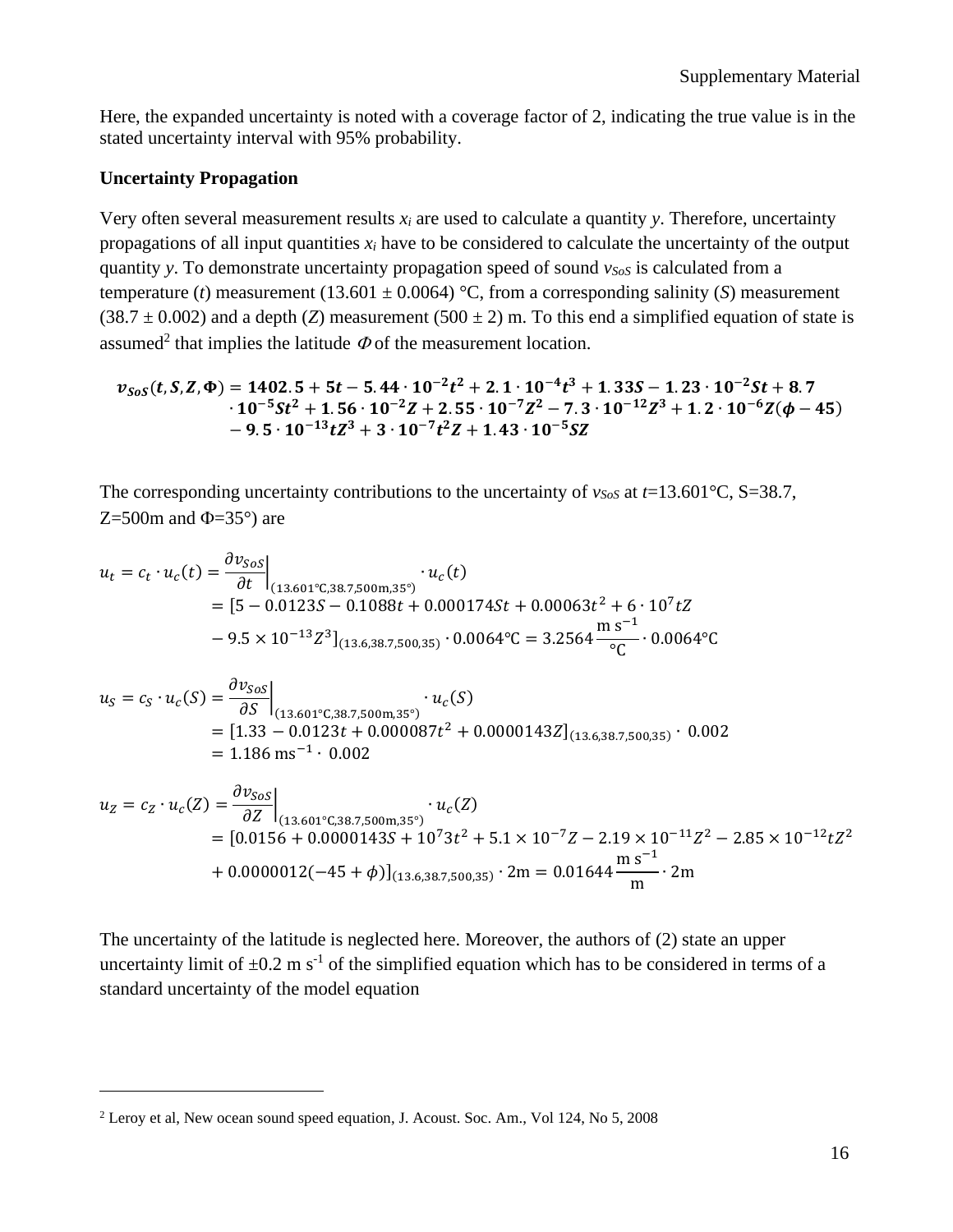Here, the expanded uncertainty is noted with a coverage factor of 2, indicating the true value is in the stated uncertainty interval with 95% probability.

**Uncertainty Propagation**

Very often several measurement results $x_i$ are used to calculate a quantity $y$. Therefore, uncertainty propagations of all input quantities $x_i$ have to be considered to calculate the uncertainty of the output quantity $y$. To demonstrate uncertainty propagation speed of sound $v_{SoS}$ is calculated from a temperature ($t$) measurement (13.601 ± 0.0064) °C, from a corresponding salinity ($S$) measurement (38.7 ± 0.002) and a depth ($Z$) measurement (500 ± 2) m. To this end a simplified equation of state is assumed[2] that implies the latitude $\Phi$ of the measurement location.

$$\boldsymbol{v_{SoS}(t,S,Z,\Phi) = 1402.5 + 5t - 5.44\cdot 10^{-2}t^2 + 2.1\cdot 10^{-4}t^3 + 1.33S - 1.23\cdot 10^{-2}St + 8.7 \cdot 10^{-5}St^2 + 1.56\cdot 10^{-2}Z + 2.55\cdot 10^{-7}Z^2 - 7.3\cdot 10^{-12}Z^3 + 1.2\cdot 10^{-6}Z(\phi - 45) - 9.5\cdot 10^{-13}tZ^3 + 3\cdot 10^{-7}t^2Z + 1.43\cdot 10^{-5}SZ}$$

The corresponding uncertainty contributions to the uncertainty of $v_{SoS}$ at $t$=13.601°C, S=38.7, Z=500m and Φ=35°) are

$$u_t = c_t \cdot u_c(t) = \left.\frac{\partial v_{SoS}}{\partial t}\right|_{(13.601°\text{C},38.7,500\text{m},35°)} \cdot u_c(t) = [5 - 0.0123S - 0.1088t + 0.000174St + 0.00063t^2 + 6\cdot 10^7 tZ - 9.5\times 10^{-13}Z^3]_{(13.6,38.7,500,35)} \cdot 0.0064℃ = 3.2564\,\frac{\text{m s}^{-1}}{℃}\cdot 0.0064℃$$

$$u_S = c_S \cdot u_c(S) = \left.\frac{\partial v_{SoS}}{\partial S}\right|_{(13.601°\text{C},38.7,500\text{m},35°)} \cdot u_c(S) = [1.33 - 0.0123t + 0.000087t^2 + 0.0000143Z]_{(13.6,38.7,500,35)} \cdot\ 0.002 = 1.186\ \text{ms}^{-1}\cdot\ 0.002$$

$$u_Z = c_Z \cdot u_c(Z) = \left.\frac{\partial v_{SoS}}{\partial Z}\right|_{(13.601°\text{C},38.7,500\text{m},35°)} \cdot u_c(Z) = [0.0156 + 0.0000143S + 10^7 3t^2 + 5.1\times 10^{-7}Z - 2.19\times 10^{-11}Z^2 - 2.85\times 10^{-12}tZ^2 + 0.0000012(-45+\phi)]_{(13.6,38.7,500,35)} \cdot 2\text{m} = 0.01644\,\frac{\text{m s}^{-1}}{\text{m}}\cdot 2\text{m}$$

The uncertainty of the latitude is neglected here. Moreover, the authors of (2) state an upper uncertainty limit of ±0.2 m s$^{-1}$ of the simplified equation which has to be considered in terms of a standard uncertainty of the model equation

[2] Leroy et al, New ocean sound speed equation, J. Acoust. Soc. Am., Vol 124, No 5, 2008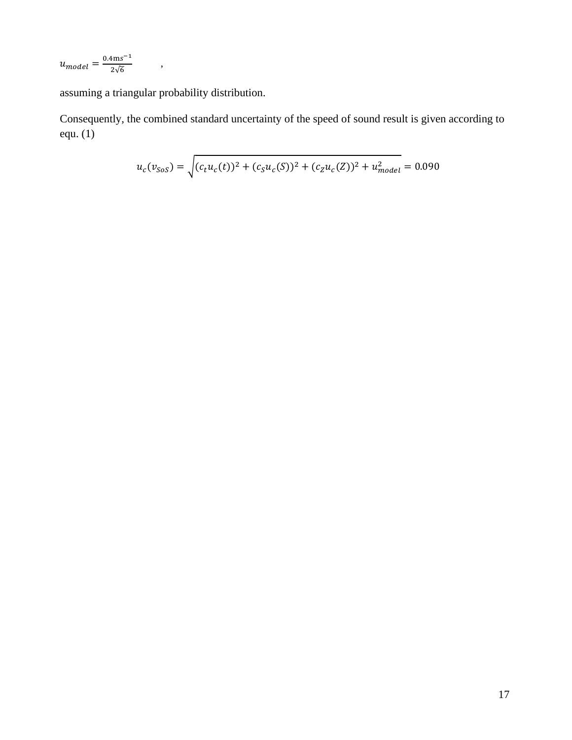$$u_{model} = \frac{0.4\text{m}s^{-1}}{2\sqrt{6}} \qquad ,$$

assuming a triangular probability distribution.

Consequently, the combined standard uncertainty of the speed of sound result is given according to equ. (1)

$$u_c(v_{SoS}) = \sqrt{(c_t u_c(t))^2 + (c_S u_c(S))^2 + (c_Z u_c(Z))^2 + u_{model}^2} = 0.090$$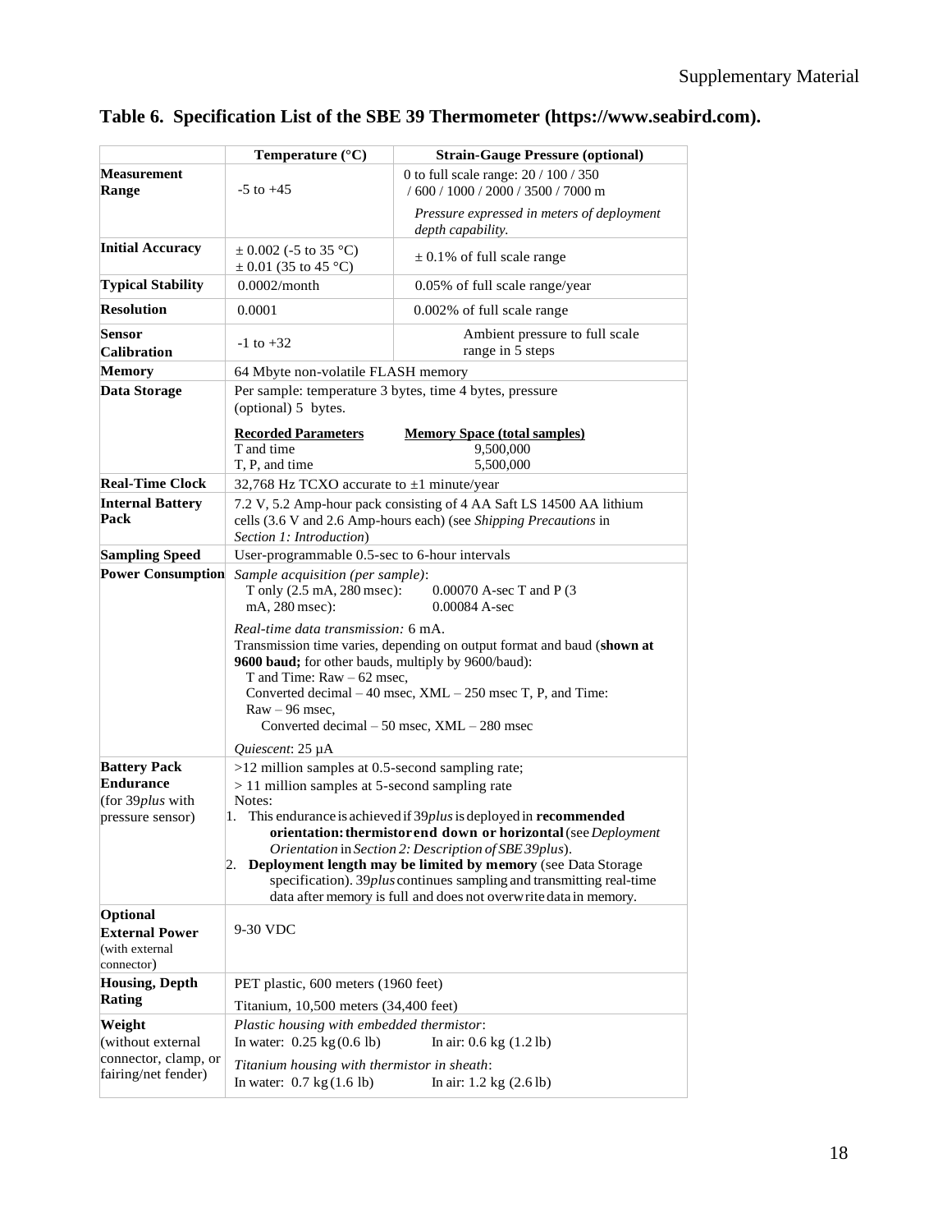**Table 6. Specification List of the SBE 39 Thermometer (https://www.seabird.com).**

| | Temperature (°C) | Strain-Gauge Pressure (optional) |
|---|---|---|
| **Measurement Range** | -5 to +45 | 0 to full scale range: 20 / 100 / 350 / 600 / 1000 / 2000 / 3500 / 7000 m<br>*Pressure expressed in meters of deployment depth capability.* |
| **Initial Accuracy** | ± 0.002 (-5 to 35 °C)<br>± 0.01 (35 to 45 °C) | ± 0.1% of full scale range |
| **Typical Stability** | 0.0002/month | 0.05% of full scale range/year |
| **Resolution** | 0.0001 | 0.002% of full scale range |
| **Sensor Calibration** | -1 to +32 | Ambient pressure to full scale range in 5 steps |
| **Memory** | 64 Mbyte non-volatile FLASH memory | |
| **Data Storage** | Per sample: temperature 3 bytes, time 4 bytes, pressure (optional) 5 bytes.<br>**Recorded Parameters** / **Memory Space (total samples)**<br>T and time: 9,500,000<br>T, P, and time: 5,500,000 | |
| **Real-Time Clock** | 32,768 Hz TCXO accurate to ±1 minute/year | |
| **Internal Battery Pack** | 7.2 V, 5.2 Amp-hour pack consisting of 4 AA Saft LS 14500 AA lithium cells (3.6 V and 2.6 Amp-hours each) (see *Shipping Precautions* in *Section 1: Introduction*) | |
| **Sampling Speed** | User-programmable 0.5-sec to 6-hour intervals | |
| **Power Consumption** | *Sample acquisition (per sample)*:<br>T only (2.5 mA, 280 msec): 0.00070 A-sec T and P (3 mA, 280 msec): 0.00084 A-sec<br>*Real-time data transmission:* 6 mA.<br>Transmission time varies, depending on output format and baud (**shown at 9600 baud;** for other bauds, multiply by 9600/baud):<br>T and Time: Raw – 62 msec,<br>Converted decimal – 40 msec, XML – 250 msec T, P, and Time:<br>Raw – 96 msec,<br>Converted decimal – 50 msec, XML – 280 msec<br>*Quiescent*: 25 μA | |
| **Battery Pack Endurance** (for 39*plus* with pressure sensor) | >12 million samples at 0.5-second sampling rate;<br>> 11 million samples at 5-second sampling rate<br>Notes:<br>1. This endurance is achieved if 39*plus* is deployed in **recommended orientation: thermistor end down or horizontal** (see *Deployment Orientation* in *Section 2: Description of SBE 39plus*).<br>2. **Deployment length may be limited by memory** (see Data Storage specification). 39*plus* continues sampling and transmitting real-time data after memory is full and does not overwrite data in memory. | |
| **Optional External Power** (with external connector) | 9-30 VDC | |
| **Housing, Depth Rating** | PET plastic, 600 meters (1960 feet)<br>Titanium, 10,500 meters (34,400 feet) | |
| **Weight** (without external connector, clamp, or fairing/net fender) | *Plastic housing with embedded thermistor*:<br>In water: 0.25 kg (0.6 lb) In air: 0.6 kg (1.2 lb)<br>*Titanium housing with thermistor in sheath*:<br>In water: 0.7 kg (1.6 lb) In air: 1.2 kg (2.6 lb) | |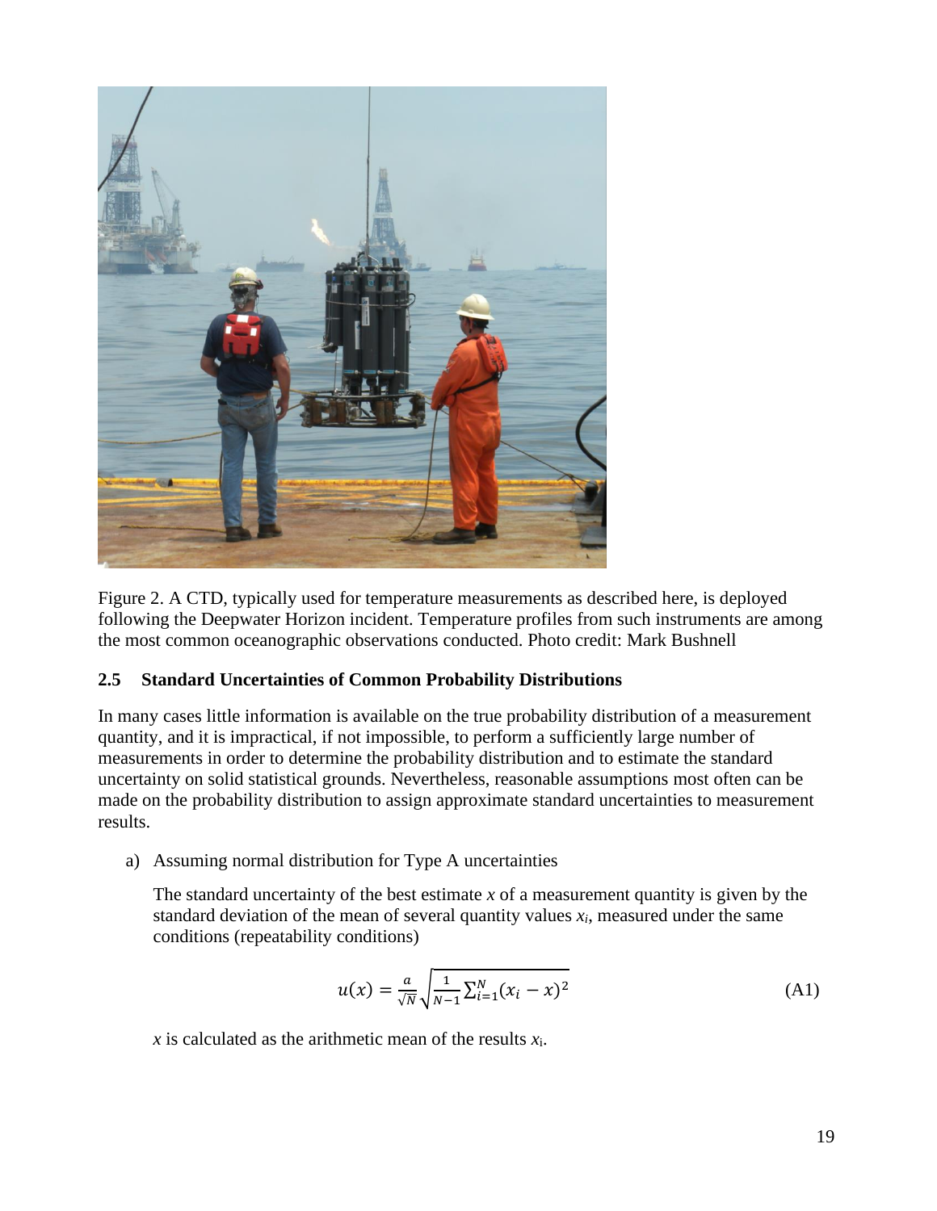Figure 2. A CTD, typically used for temperature measurements as described here, is deployed following the Deepwater Horizon incident. Temperature profiles from such instruments are among the most common oceanographic observations conducted. Photo credit: Mark Bushnell

### 2.5 Standard Uncertainties of Common Probability Distributions

In many cases little information is available on the true probability distribution of a measurement quantity, and it is impractical, if not impossible, to perform a sufficiently large number of measurements in order to determine the probability distribution and to estimate the standard uncertainty on solid statistical grounds. Nevertheless, reasonable assumptions most often can be made on the probability distribution to assign approximate standard uncertainties to measurement results.

a) Assuming normal distribution for Type A uncertainties

   The standard uncertainty of the best estimate $x$ of a measurement quantity is given by the standard deviation of the mean of several quantity values $x_i$, measured under the same conditions (repeatability conditions)

$$u(x) = \frac{a}{\sqrt{N}} \sqrt{\frac{1}{N-1} \sum_{i=1}^{N} (x_i - x)^2} \tag{A1}$$

   $x$ is calculated as the arithmetic mean of the results $x_i$.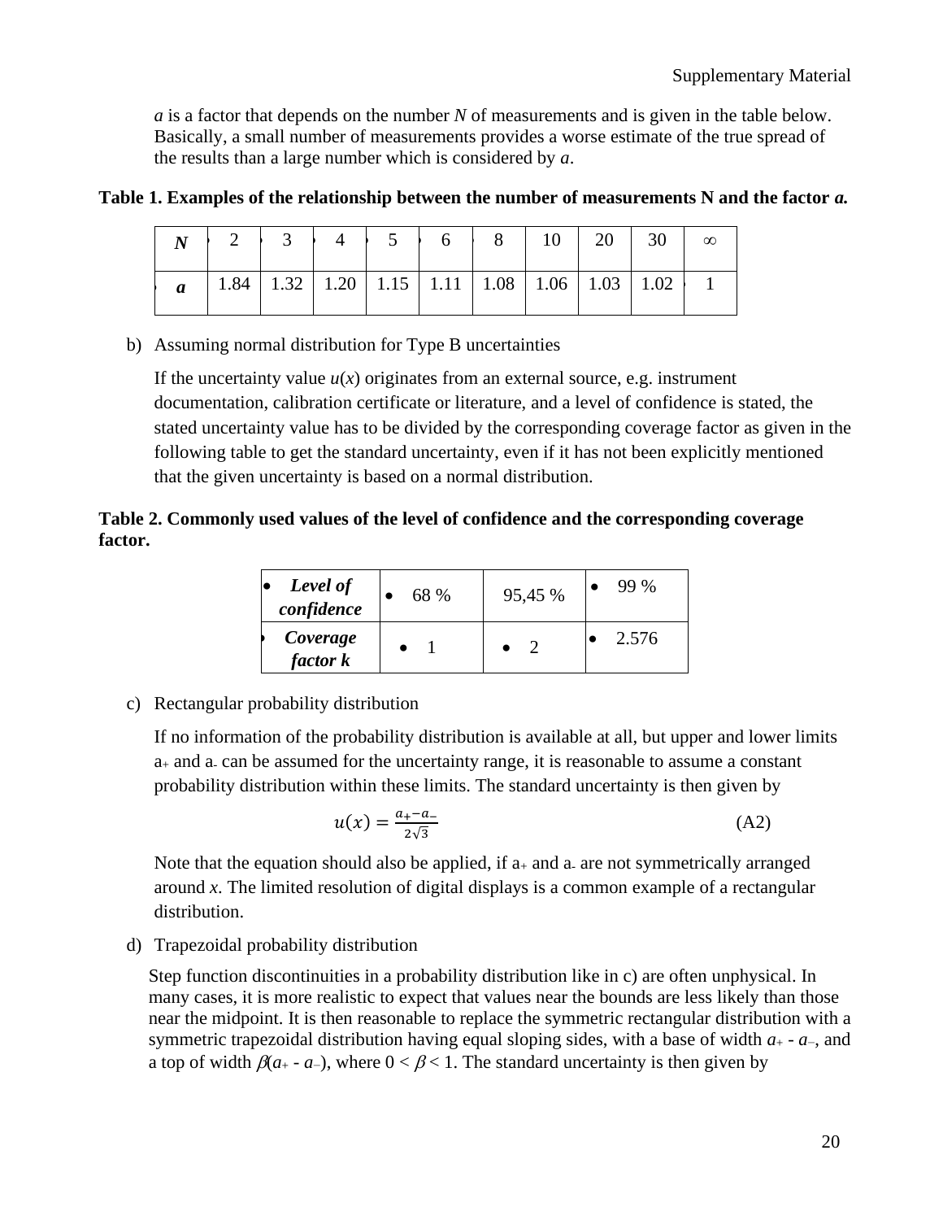*a* is a factor that depends on the number *N* of measurements and is given in the table below. Basically, a small number of measurements provides a worse estimate of the true spread of the results than a large number which is considered by *a*.

**Table 1. Examples of the relationship between the number of measurements N and the factor *a*.**

| ***N*** | 2 | 3 | 4 | 5 | 6 | 8 | 10 | 20 | 30 | ∞ |
|---|---|---|---|---|---|---|---|---|---|---|
| ***a*** | 1.84 | 1.32 | 1.20 | 1.15 | 1.11 | 1.08 | 1.06 | 1.03 | 1.02 | 1 |

b) Assuming normal distribution for Type B uncertainties

If the uncertainty value $u(x)$ originates from an external source, e.g. instrument documentation, calibration certificate or literature, and a level of confidence is stated, the stated uncertainty value has to be divided by the corresponding coverage factor as given in the following table to get the standard uncertainty, even if it has not been explicitly mentioned that the given uncertainty is based on a normal distribution.

**Table 2. Commonly used values of the level of confidence and the corresponding coverage factor.**

| ***Level of confidence*** | 68 % | 95,45 % | 99 % |
|---|---|---|---|
| ***Coverage factor k*** | 1 | 2 | 2.576 |

c) Rectangular probability distribution

If no information of the probability distribution is available at all, but upper and lower limits $a_+$ and $a_-$ can be assumed for the uncertainty range, it is reasonable to assume a constant probability distribution within these limits. The standard uncertainty is then given by

$$u(x) = \frac{a_+ - a_-}{2\sqrt{3}} \tag{A2}$$

Note that the equation should also be applied, if $a_+$ and $a_-$ are not symmetrically arranged around *x*. The limited resolution of digital displays is a common example of a rectangular distribution.

d) Trapezoidal probability distribution

Step function discontinuities in a probability distribution like in c) are often unphysical. In many cases, it is more realistic to expect that values near the bounds are less likely than those near the midpoint. It is then reasonable to replace the symmetric rectangular distribution with a symmetric trapezoidal distribution having equal sloping sides, with a base of width $a_+ - a_-$, and a top of width $\beta(a_+ - a_-)$, where $0 < \beta < 1$. The standard uncertainty is then given by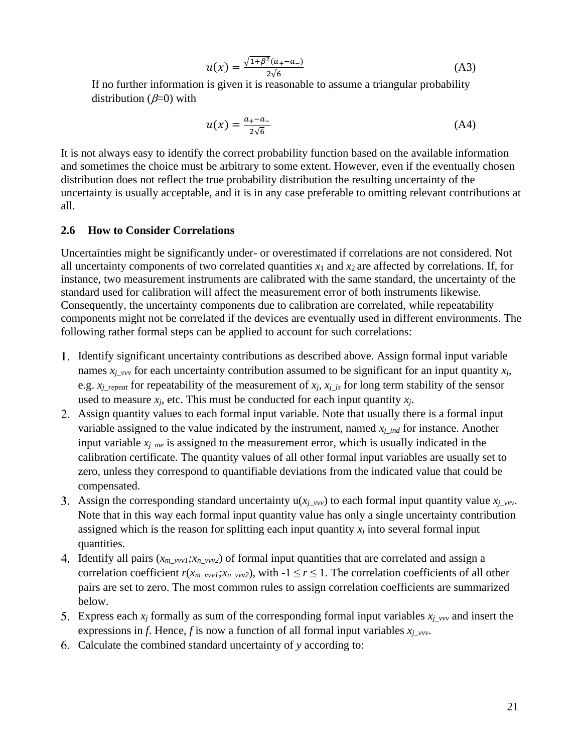$$u(x) = \frac{\sqrt{1+\beta^2}(a_+ - a_-)}{2\sqrt{6}} \tag{A3}$$

If no further information is given it is reasonable to assume a triangular probability distribution ($\beta$=0) with

$$u(x) = \frac{a_+ - a_-}{2\sqrt{6}} \tag{A4}$$

It is not always easy to identify the correct probability function based on the available information and sometimes the choice must be arbitrary to some extent. However, even if the eventually chosen distribution does not reflect the true probability distribution the resulting uncertainty of the uncertainty is usually acceptable, and it is in any case preferable to omitting relevant contributions at all.

### 2.6 How to Consider Correlations

Uncertainties might be significantly under- or overestimated if correlations are not considered. Not all uncertainty components of two correlated quantities $x_1$ and $x_2$ are affected by correlations. If, for instance, two measurement instruments are calibrated with the same standard, the uncertainty of the standard used for calibration will affect the measurement error of both instruments likewise. Consequently, the uncertainty components due to calibration are correlated, while repeatability components might not be correlated if the devices are eventually used in different environments. The following rather formal steps can be applied to account for such correlations:

1. Identify significant uncertainty contributions as described above. Assign formal input variable names $x_{j\_vvv}$ for each uncertainty contribution assumed to be significant for an input quantity $x_j$, e.g. $x_{j\_repeat}$ for repeatability of the measurement of $x_j$, $x_{j\_ls}$ for long term stability of the sensor used to measure $x_j$, etc. This must be conducted for each input quantity $x_j$.
2. Assign quantity values to each formal input variable. Note that usually there is a formal input variable assigned to the value indicated by the instrument, named $x_{j\_ind}$ for instance. Another input variable $x_{j\_me}$ is assigned to the measurement error, which is usually indicated in the calibration certificate. The quantity values of all other formal input variables are usually set to zero, unless they correspond to quantifiable deviations from the indicated value that could be compensated.
3. Assign the corresponding standard uncertainty $u(x_{j\_vvv})$ to each formal input quantity value $x_{j\_vvv}$. Note that in this way each formal input quantity value has only a single uncertainty contribution assigned which is the reason for splitting each input quantity $x_j$ into several formal input quantities.
4. Identify all pairs $(x_{m\_vvv1};x_{n\_vvv2})$ of formal input quantities that are correlated and assign a correlation coefficient $r(x_{m\_vvv1};x_{n\_vvv2})$, with $-1 \leq r \leq 1$. The correlation coefficients of all other pairs are set to zero. The most common rules to assign correlation coefficients are summarized below.
5. Express each $x_j$ formally as sum of the corresponding formal input variables $x_{j\_vvv}$ and insert the expressions in $f$. Hence, $f$ is now a function of all formal input variables $x_{j\_vvv}$.
6. Calculate the combined standard uncertainty of $y$ according to: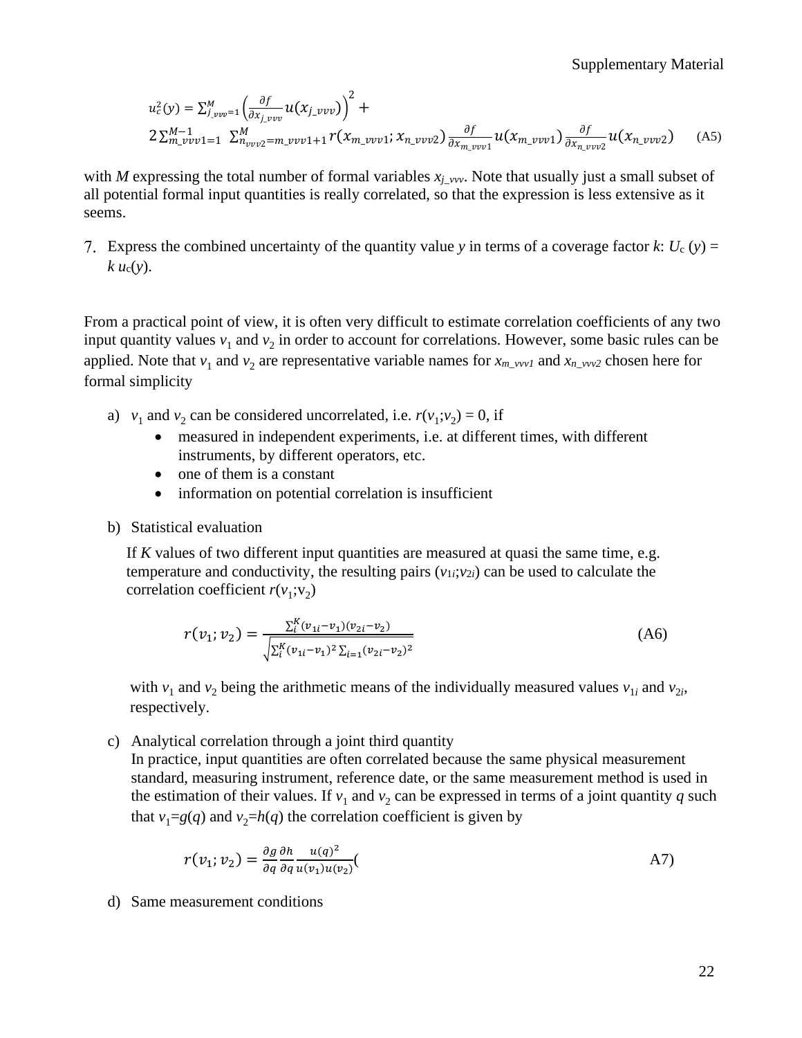$$u_c^2(y) = \sum_{j\_vvv=1}^{M} \left( \frac{\partial f}{\partial x_{j\_vvv}} u(x_{j\_vvv}) \right)^2 + 2\sum_{m\_vvv1=1}^{M-1} \sum_{n_{vvv2}=m\_vvv1+1}^{M} r(x_{m\_vvv1}; x_{n\_vvv2}) \frac{\partial f}{\partial x_{m\_vvv1}} u(x_{m\_vvv1}) \frac{\partial f}{\partial x_{n\_vvv2}} u(x_{n\_vvv2}) \quad \text{(A5)}$$

with *M* expressing the total number of formal variables $x_{j\_vvv}$. Note that usually just a small subset of all potential formal input quantities is really correlated, so that the expression is less extensive as it seems.

7. Express the combined uncertainty of the quantity value *y* in terms of a coverage factor *k*: $U_c(y) = k\, u_c(y)$.

From a practical point of view, it is often very difficult to estimate correlation coefficients of any two input quantity values $v_1$ and $v_2$ in order to account for correlations. However, some basic rules can be applied. Note that $v_1$ and $v_2$ are representative variable names for $x_{m\_vvv1}$ and $x_{n\_vvv2}$ chosen here for formal simplicity

a) $v_1$ and $v_2$ can be considered uncorrelated, i.e. $r(v_1;v_2) = 0$, if
   - measured in independent experiments, i.e. at different times, with different instruments, by different operators, etc.
   - one of them is a constant
   - information on potential correlation is insufficient

b) Statistical evaluation

   If *K* values of two different input quantities are measured at quasi the same time, e.g. temperature and conductivity, the resulting pairs $(v_{1i};v_{2i})$ can be used to calculate the correlation coefficient $r(v_1;v_2)$

$$r(v_1; v_2) = \frac{\sum_i^K (v_{1i} - v_1)(v_{2i} - v_2)}{\sqrt{\sum_i^K (v_{1i} - v_1)^2 \sum_{i=1} (v_{2i} - v_2)^2}} \quad \text{(A6)}$$

   with $v_1$ and $v_2$ being the arithmetic means of the individually measured values $v_{1i}$ and $v_{2i}$, respectively.

c) Analytical correlation through a joint third quantity

   In practice, input quantities are often correlated because the same physical measurement standard, measuring instrument, reference date, or the same measurement method is used in the estimation of their values. If $v_1$ and $v_2$ can be expressed in terms of a joint quantity *q* such that $v_1=g(q)$ and $v_2=h(q)$ the correlation coefficient is given by

$$r(v_1; v_2) = \frac{\partial g}{\partial q} \frac{\partial h}{\partial q} \frac{u(q)^2}{u(v_1)u(v_2)} \quad \text{(A7)}$$

d) Same measurement conditions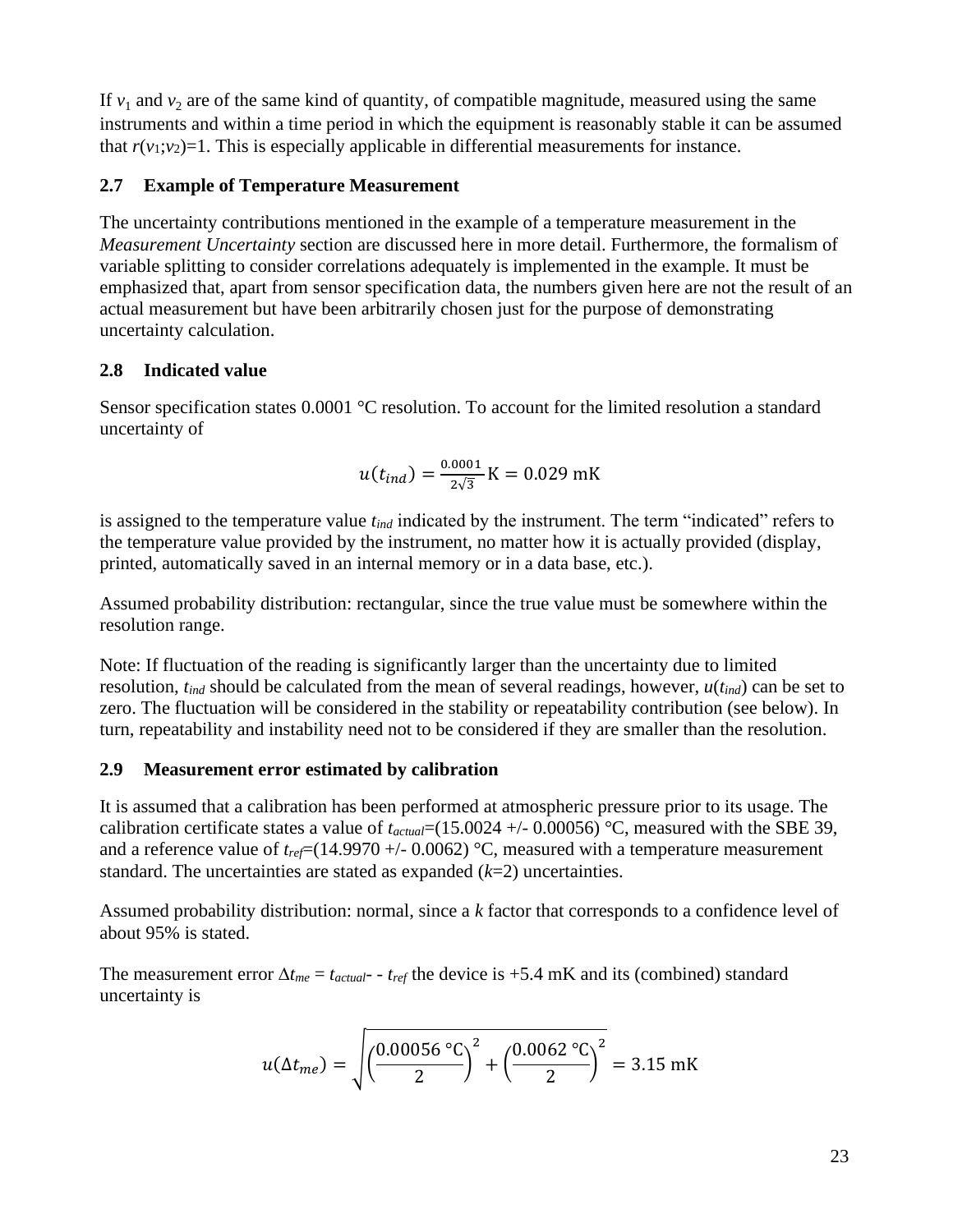If $v_1$ and $v_2$ are of the same kind of quantity, of compatible magnitude, measured using the same instruments and within a time period in which the equipment is reasonably stable it can be assumed that $r(v_1;v_2)=1$. This is especially applicable in differential measurements for instance.

## 2.7 Example of Temperature Measurement

The uncertainty contributions mentioned in the example of a temperature measurement in the *Measurement Uncertainty* section are discussed here in more detail. Furthermore, the formalism of variable splitting to consider correlations adequately is implemented in the example. It must be emphasized that, apart from sensor specification data, the numbers given here are not the result of an actual measurement but have been arbitrarily chosen just for the purpose of demonstrating uncertainty calculation.

## 2.8 Indicated value

Sensor specification states 0.0001 °C resolution. To account for the limited resolution a standard uncertainty of

$$u(t_{ind}) = \frac{0.0001}{2\sqrt{3}}\,\mathrm{K} = 0.029\ \mathrm{mK}$$

is assigned to the temperature value $t_{ind}$ indicated by the instrument. The term "indicated" refers to the temperature value provided by the instrument, no matter how it is actually provided (display, printed, automatically saved in an internal memory or in a data base, etc.).

Assumed probability distribution: rectangular, since the true value must be somewhere within the resolution range.

Note: If fluctuation of the reading is significantly larger than the uncertainty due to limited resolution, $t_{ind}$ should be calculated from the mean of several readings, however, $u(t_{ind})$ can be set to zero. The fluctuation will be considered in the stability or repeatability contribution (see below). In turn, repeatability and instability need not to be considered if they are smaller than the resolution.

## 2.9 Measurement error estimated by calibration

It is assumed that a calibration has been performed at atmospheric pressure prior to its usage. The calibration certificate states a value of $t_{actual}$=(15.0024 +/- 0.00056) °C, measured with the SBE 39, and a reference value of $t_{ref}$=(14.9970 +/- 0.0062) °C, measured with a temperature measurement standard. The uncertainties are stated as expanded ($k$=2) uncertainties.

Assumed probability distribution: normal, since a $k$ factor that corresponds to a confidence level of about 95% is stated.

The measurement error $\Delta t_{me} = t_{actual}$- - $t_{ref}$ the device is +5.4 mK and its (combined) standard uncertainty is

$$u(\Delta t_{me}) = \sqrt{\left(\frac{0.00056\ ^\circ\mathrm{C}}{2}\right)^2 + \left(\frac{0.0062\ ^\circ\mathrm{C}}{2}\right)^2} = 3.15\ \mathrm{mK}$$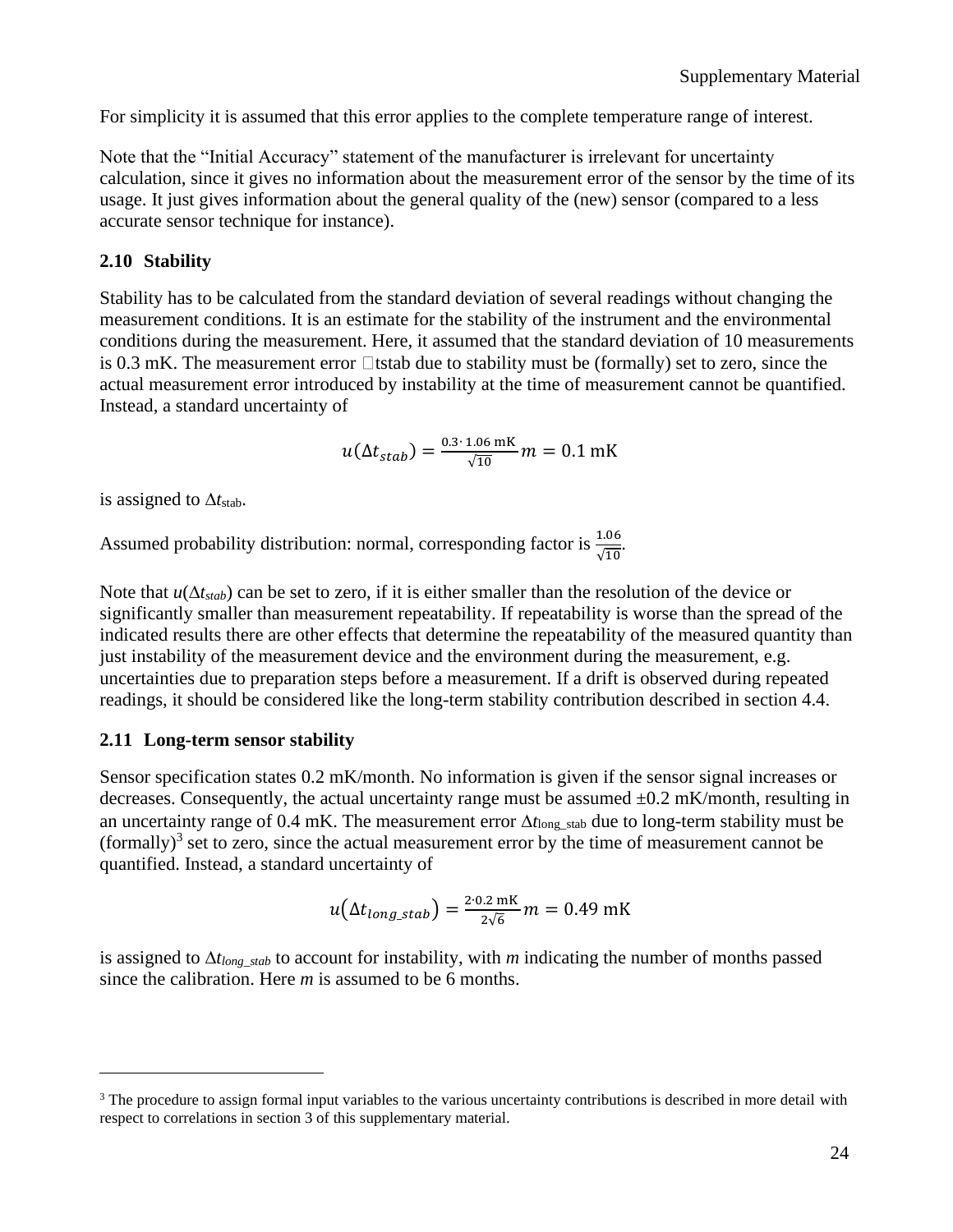For simplicity it is assumed that this error applies to the complete temperature range of interest.

Note that the "Initial Accuracy" statement of the manufacturer is irrelevant for uncertainty calculation, since it gives no information about the measurement error of the sensor by the time of its usage. It just gives information about the general quality of the (new) sensor (compared to a less accurate sensor technique for instance).

### 2.10 Stability

Stability has to be calculated from the standard deviation of several readings without changing the measurement conditions. It is an estimate for the stability of the instrument and the environmental conditions during the measurement. Here, it assumed that the standard deviation of 10 measurements is 0.3 mK. The measurement error tstab due to stability must be (formally) set to zero, since the actual measurement error introduced by instability at the time of measurement cannot be quantified. Instead, a standard uncertainty of

$$u(\Delta t_{stab}) = \frac{0.3 \cdot 1.06 \text{ mK}}{\sqrt{10}} m = 0.1 \text{ mK}$$

is assigned to $\Delta t_{\text{stab}}$.

Assumed probability distribution: normal, corresponding factor is $\frac{1.06}{\sqrt{10}}$.

Note that $u(\Delta t_{stab})$ can be set to zero, if it is either smaller than the resolution of the device or significantly smaller than measurement repeatability. If repeatability is worse than the spread of the indicated results there are other effects that determine the repeatability of the measured quantity than just instability of the measurement device and the environment during the measurement, e.g. uncertainties due to preparation steps before a measurement. If a drift is observed during repeated readings, it should be considered like the long-term stability contribution described in section 4.4.

### 2.11 Long-term sensor stability

Sensor specification states 0.2 mK/month. No information is given if the sensor signal increases or decreases. Consequently, the actual uncertainty range must be assumed ±0.2 mK/month, resulting in an uncertainty range of 0.4 mK. The measurement error $\Delta t_{\text{long\_stab}}$ due to long-term stability must be (formally)[3] set to zero, since the actual measurement error by the time of measurement cannot be quantified. Instead, a standard uncertainty of

$$u(\Delta t_{long\_stab}) = \frac{2 \cdot 0.2 \text{ mK}}{2\sqrt{6}} m = 0.49 \text{ mK}$$

is assigned to $\Delta t_{long\_stab}$ to account for instability, with $m$ indicating the number of months passed since the calibration. Here $m$ is assumed to be 6 months.

---

[3] The procedure to assign formal input variables to the various uncertainty contributions is described in more detail with respect to correlations in section 3 of this supplementary material.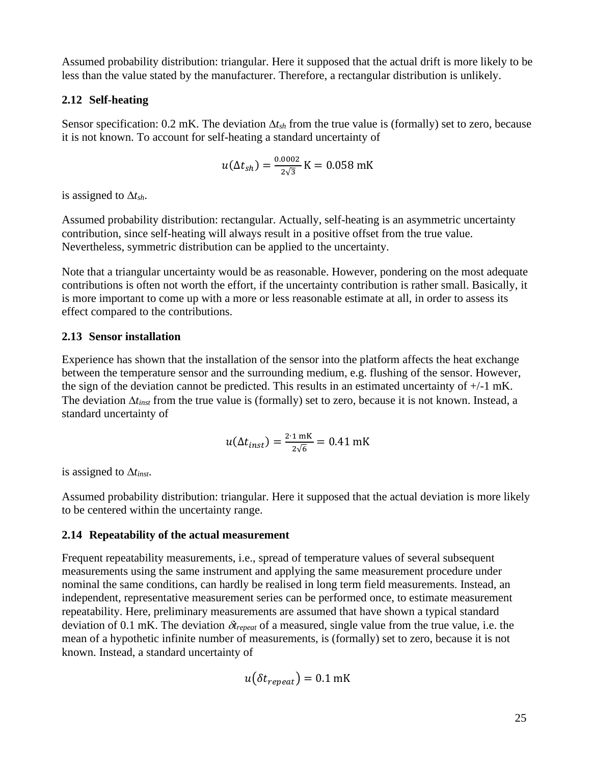Assumed probability distribution: triangular. Here it supposed that the actual drift is more likely to be less than the value stated by the manufacturer. Therefore, a rectangular distribution is unlikely.

### 2.12 Self-heating

Sensor specification: 0.2 mK. The deviation $\Delta t_{sh}$ from the true value is (formally) set to zero, because it is not known. To account for self-heating a standard uncertainty of

$$u(\Delta t_{sh}) = \frac{0.0002}{2\sqrt{3}} \text{ K} = 0.058 \text{ mK}$$

is assigned to $\Delta t_{sh}$.

Assumed probability distribution: rectangular. Actually, self-heating is an asymmetric uncertainty contribution, since self-heating will always result in a positive offset from the true value. Nevertheless, symmetric distribution can be applied to the uncertainty.

Note that a triangular uncertainty would be as reasonable. However, pondering on the most adequate contributions is often not worth the effort, if the uncertainty contribution is rather small. Basically, it is more important to come up with a more or less reasonable estimate at all, in order to assess its effect compared to the contributions.

### 2.13 Sensor installation

Experience has shown that the installation of the sensor into the platform affects the heat exchange between the temperature sensor and the surrounding medium, e.g. flushing of the sensor. However, the sign of the deviation cannot be predicted. This results in an estimated uncertainty of +/-1 mK. The deviation $\Delta t_{inst}$ from the true value is (formally) set to zero, because it is not known. Instead, a standard uncertainty of

$$u(\Delta t_{inst}) = \frac{2 \cdot 1 \text{ mK}}{2\sqrt{6}} = 0.41 \text{ mK}$$

is assigned to $\Delta t_{inst}$.

Assumed probability distribution: triangular. Here it supposed that the actual deviation is more likely to be centered within the uncertainty range.

### 2.14 Repeatability of the actual measurement

Frequent repeatability measurements, i.e., spread of temperature values of several subsequent measurements using the same instrument and applying the same measurement procedure under nominal the same conditions, can hardly be realised in long term field measurements. Instead, an independent, representative measurement series can be performed once, to estimate measurement repeatability. Here, preliminary measurements are assumed that have shown a typical standard deviation of 0.1 mK. The deviation $\delta t_{repeat}$ of a measured, single value from the true value, i.e. the mean of a hypothetic infinite number of measurements, is (formally) set to zero, because it is not known. Instead, a standard uncertainty of

$$u(\delta t_{repeat}) = 0.1 \text{ mK}$$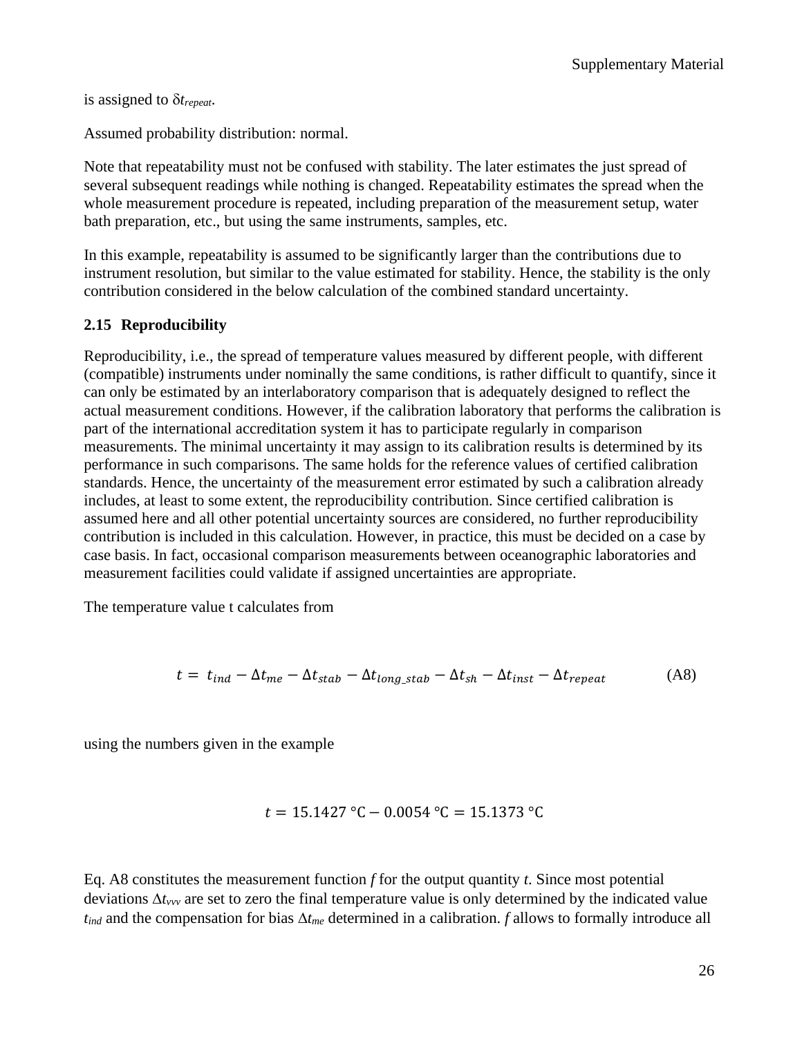is assigned to $\delta t_{repeat}$.

Assumed probability distribution: normal.

Note that repeatability must not be confused with stability. The later estimates the just spread of several subsequent readings while nothing is changed. Repeatability estimates the spread when the whole measurement procedure is repeated, including preparation of the measurement setup, water bath preparation, etc., but using the same instruments, samples, etc.

In this example, repeatability is assumed to be significantly larger than the contributions due to instrument resolution, but similar to the value estimated for stability. Hence, the stability is the only contribution considered in the below calculation of the combined standard uncertainty.

### 2.15 Reproducibility

Reproducibility, i.e., the spread of temperature values measured by different people, with different (compatible) instruments under nominally the same conditions, is rather difficult to quantify, since it can only be estimated by an interlaboratory comparison that is adequately designed to reflect the actual measurement conditions. However, if the calibration laboratory that performs the calibration is part of the international accreditation system it has to participate regularly in comparison measurements. The minimal uncertainty it may assign to its calibration results is determined by its performance in such comparisons. The same holds for the reference values of certified calibration standards. Hence, the uncertainty of the measurement error estimated by such a calibration already includes, at least to some extent, the reproducibility contribution. Since certified calibration is assumed here and all other potential uncertainty sources are considered, no further reproducibility contribution is included in this calculation. However, in practice, this must be decided on a case by case basis. In fact, occasional comparison measurements between oceanographic laboratories and measurement facilities could validate if assigned uncertainties are appropriate.

The temperature value t calculates from

$$t = t_{ind} - \Delta t_{me} - \Delta t_{stab} - \Delta t_{long\_stab} - \Delta t_{sh} - \Delta t_{inst} - \Delta t_{repeat} \quad \text{(A8)}$$

using the numbers given in the example

$$t = 15.1427\text{ °C} - 0.0054\text{ °C} = 15.1373\text{ °C}$$

Eq. A8 constitutes the measurement function *f* for the output quantity *t*. Since most potential deviations $\Delta t_{vvv}$ are set to zero the final temperature value is only determined by the indicated value $t_{ind}$ and the compensation for bias $\Delta t_{me}$ determined in a calibration. *f* allows to formally introduce all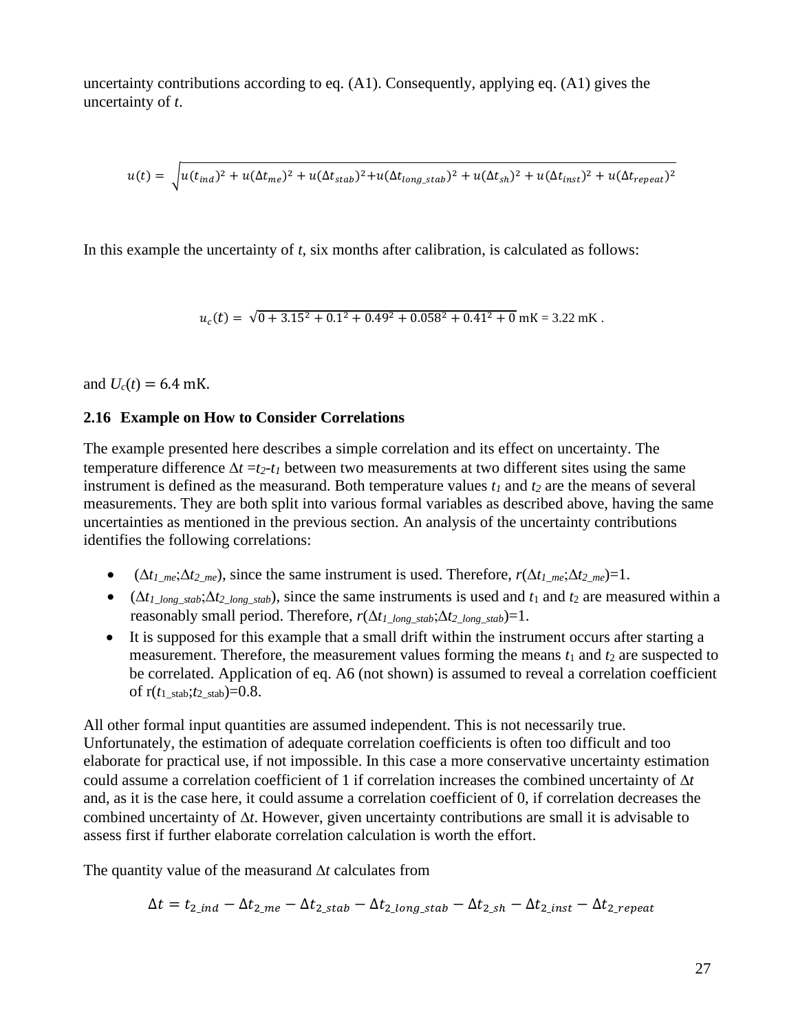uncertainty contributions according to eq. (A1). Consequently, applying eq. (A1) gives the uncertainty of $t$.

$$u(t) = \sqrt{u(t_{ind})^2 + u(\Delta t_{me})^2 + u(\Delta t_{stab})^2 + u(\Delta t_{long\_stab})^2 + u(\Delta t_{sh})^2 + u(\Delta t_{inst})^2 + u(\Delta t_{repeat})^2}$$

In this example the uncertainty of $t$, six months after calibration, is calculated as follows:

$$u_c(t) = \sqrt{0 + 3.15^2 + 0.1^2 + 0.49^2 + 0.058^2 + 0.41^2 + 0} \text{ mK} = 3.22 \text{ mK} .$$

and $U_c(t) = 6.4$ mK.

### 2.16 Example on How to Consider Correlations

The example presented here describes a simple correlation and its effect on uncertainty. The temperature difference $\Delta t = t_2 - t_1$ between two measurements at two different sites using the same instrument is defined as the measurand. Both temperature values $t_1$ and $t_2$ are the means of several measurements. They are both split into various formal variables as described above, having the same uncertainties as mentioned in the previous section. An analysis of the uncertainty contributions identifies the following correlations:

- ($\Delta t_{1\_me}$;$\Delta t_{2\_me}$), since the same instrument is used. Therefore, $r(\Delta t_{1\_me};\Delta t_{2\_me})=1$.
- ($\Delta t_{1\_long\_stab}$;$\Delta t_{2\_long\_stab}$), since the same instruments is used and $t_1$ and $t_2$ are measured within a reasonably small period. Therefore, $r(\Delta t_{1\_long\_stab};\Delta t_{2\_long\_stab})=1$.
- It is supposed for this example that a small drift within the instrument occurs after starting a measurement. Therefore, the measurement values forming the means $t_1$ and $t_2$ are suspected to be correlated. Application of eq. A6 (not shown) is assumed to reveal a correlation coefficient of $r(t_{1\_stab};t_{2\_stab})=0.8$.

All other formal input quantities are assumed independent. This is not necessarily true. Unfortunately, the estimation of adequate correlation coefficients is often too difficult and too elaborate for practical use, if not impossible. In this case a more conservative uncertainty estimation could assume a correlation coefficient of 1 if correlation increases the combined uncertainty of $\Delta t$ and, as it is the case here, it could assume a correlation coefficient of 0, if correlation decreases the combined uncertainty of $\Delta t$. However, given uncertainty contributions are small it is advisable to assess first if further elaborate correlation calculation is worth the effort.

The quantity value of the measurand $\Delta t$ calculates from

$$\Delta t = t_{2\_ind} - \Delta t_{2\_me} - \Delta t_{2\_stab} - \Delta t_{2\_long\_stab} - \Delta t_{2\_sh} - \Delta t_{2\_inst} - \Delta t_{2\_repeat}$$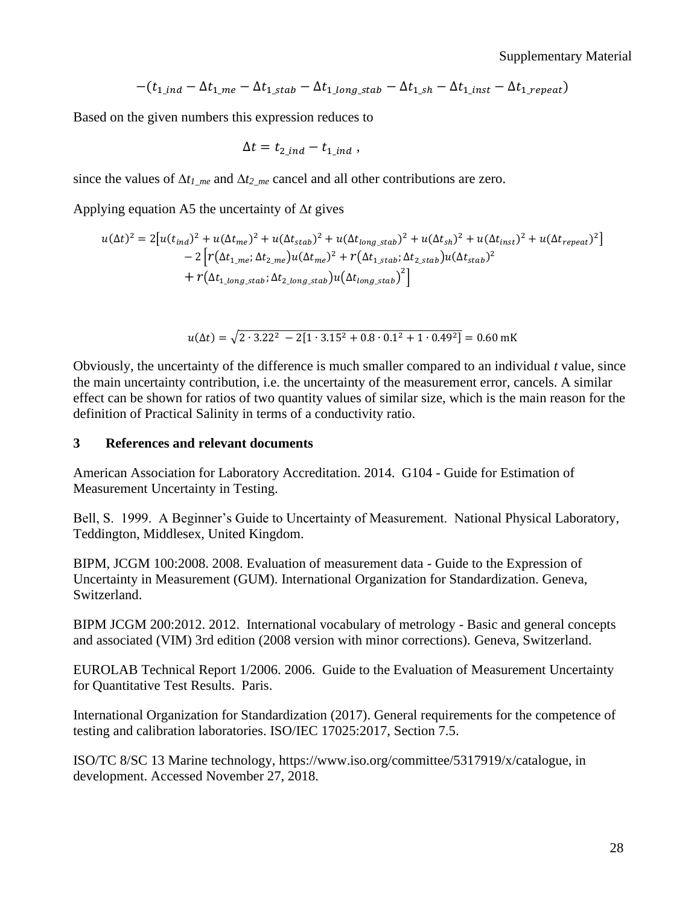$$-(t_{1\_ind} - \Delta t_{1\_me} - \Delta t_{1\_stab} - \Delta t_{1\_long\_stab} - \Delta t_{1\_sh} - \Delta t_{1\_inst} - \Delta t_{1\_repeat})$$

Based on the given numbers this expression reduces to

$$\Delta t = t_{2\_ind} - t_{1\_ind} \ ,$$

since the values of $\Delta t_{1\_me}$ and $\Delta t_{2\_me}$ cancel and all other contributions are zero.

Applying equation A5 the uncertainty of $\Delta t$ gives

$$\begin{aligned} u(\Delta t)^2 = {} & 2\left[u(t_{ind})^2 + u(\Delta t_{me})^2 + u(\Delta t_{stab})^2 + u(\Delta t_{long\_stab})^2 + u(\Delta t_{sh})^2 + u(\Delta t_{inst})^2 + u(\Delta t_{repeat})^2\right] \\ & - 2\left[r(\Delta t_{1\_me}; \Delta t_{2\_me}) u(\Delta t_{me})^2 + r(\Delta t_{1\_stab}; \Delta t_{2\_stab}) u(\Delta t_{stab})^2 \right. \\ & \left. + r(\Delta t_{1\_long\_stab}; \Delta t_{2\_long\_stab}) u(\Delta t_{long\_stab})^2\right] \end{aligned}$$

$$u(\Delta t) = \sqrt{2 \cdot 3.22^2 - 2[1 \cdot 3.15^2 + 0.8 \cdot 0.1^2 + 1 \cdot 0.49^2]} = 0.60 \text{ mK}$$

Obviously, the uncertainty of the difference is much smaller compared to an individual $t$ value, since the main uncertainty contribution, i.e. the uncertainty of the measurement error, cancels. A similar effect can be shown for ratios of two quantity values of similar size, which is the main reason for the definition of Practical Salinity in terms of a conductivity ratio.

## 3 References and relevant documents

American Association for Laboratory Accreditation. 2014. G104 - Guide for Estimation of Measurement Uncertainty in Testing.

Bell, S. 1999. A Beginner's Guide to Uncertainty of Measurement. National Physical Laboratory, Teddington, Middlesex, United Kingdom.

BIPM, JCGM 100:2008. 2008. Evaluation of measurement data - Guide to the Expression of Uncertainty in Measurement (GUM). International Organization for Standardization. Geneva, Switzerland.

BIPM JCGM 200:2012. 2012. International vocabulary of metrology - Basic and general concepts and associated (VIM) 3rd edition (2008 version with minor corrections). Geneva, Switzerland.

EUROLAB Technical Report 1/2006. 2006. Guide to the Evaluation of Measurement Uncertainty for Quantitative Test Results. Paris.

International Organization for Standardization (2017). General requirements for the competence of testing and calibration laboratories. ISO/IEC 17025:2017, Section 7.5.

ISO/TC 8/SC 13 Marine technology, https://www.iso.org/committee/5317919/x/catalogue, in development. Accessed November 27, 2018.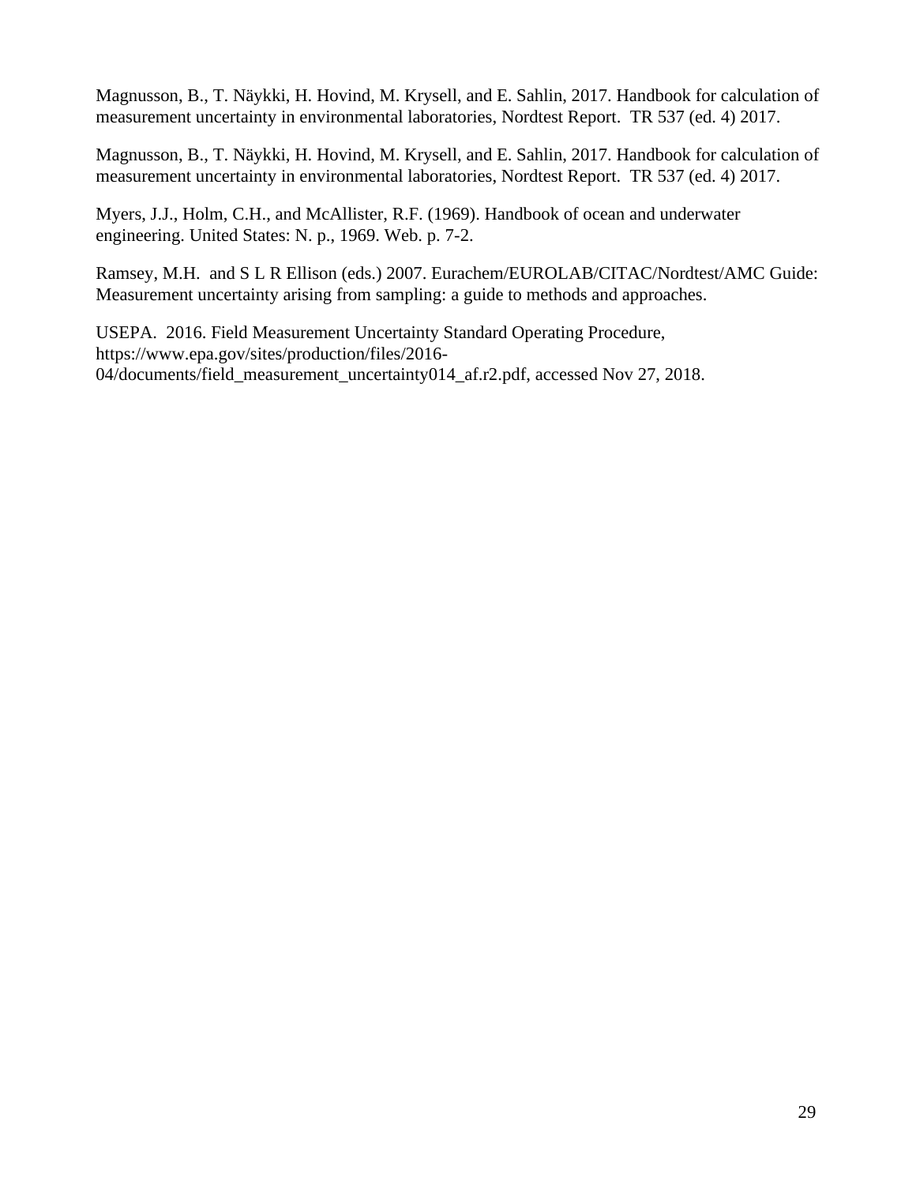Magnusson, B., T. Näykki, H. Hovind, M. Krysell, and E. Sahlin, 2017. Handbook for calculation of measurement uncertainty in environmental laboratories, Nordtest Report. TR 537 (ed. 4) 2017.

Magnusson, B., T. Näykki, H. Hovind, M. Krysell, and E. Sahlin, 2017. Handbook for calculation of measurement uncertainty in environmental laboratories, Nordtest Report. TR 537 (ed. 4) 2017.

Myers, J.J., Holm, C.H., and McAllister, R.F. (1969). Handbook of ocean and underwater engineering. United States: N. p., 1969. Web. p. 7-2.

Ramsey, M.H. and S L R Ellison (eds.) 2007. Eurachem/EUROLAB/CITAC/Nordtest/AMC Guide: Measurement uncertainty arising from sampling: a guide to methods and approaches.

USEPA. 2016. Field Measurement Uncertainty Standard Operating Procedure, https://www.epa.gov/sites/production/files/2016-04/documents/field_measurement_uncertainty014_af.r2.pdf, accessed Nov 27, 2018.